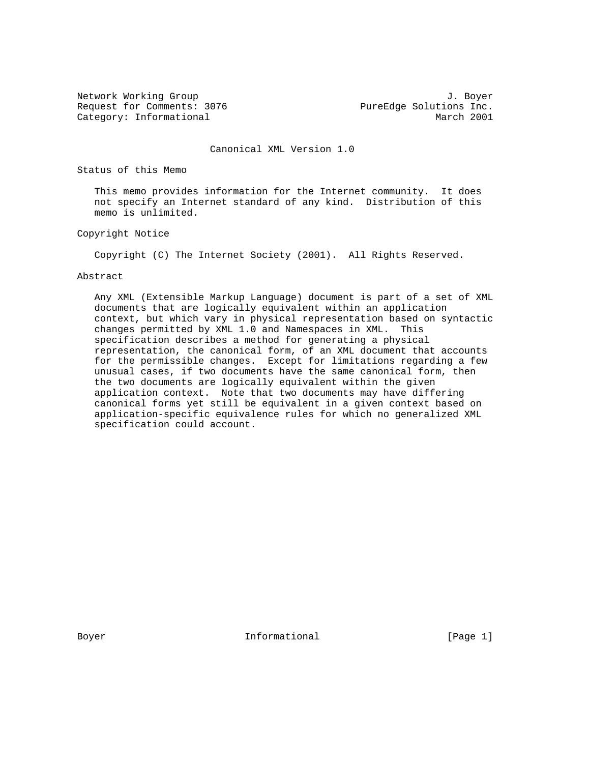Network Working Group J. Boyer
Request for Comments: 3076 PureEdge Solutions Inc.
Category: Informational March 2001

# Canonical XML Version 1.0

## Status of this Memo

This memo provides information for the Internet community. It does not specify an Internet standard of any kind. Distribution of this memo is unlimited.

## Copyright Notice

Copyright (C) The Internet Society (2001). All Rights Reserved.

## Abstract

Any XML (Extensible Markup Language) document is part of a set of XML documents that are logically equivalent within an application context, but which vary in physical representation based on syntactic changes permitted by XML 1.0 and Namespaces in XML. This specification describes a method for generating a physical representation, the canonical form, of an XML document that accounts for the permissible changes. Except for limitations regarding a few unusual cases, if two documents have the same canonical form, then the two documents are logically equivalent within the given application context. Note that two documents may have differing canonical forms yet still be equivalent in a given context based on application-specific equivalence rules for which no generalized XML specification could account.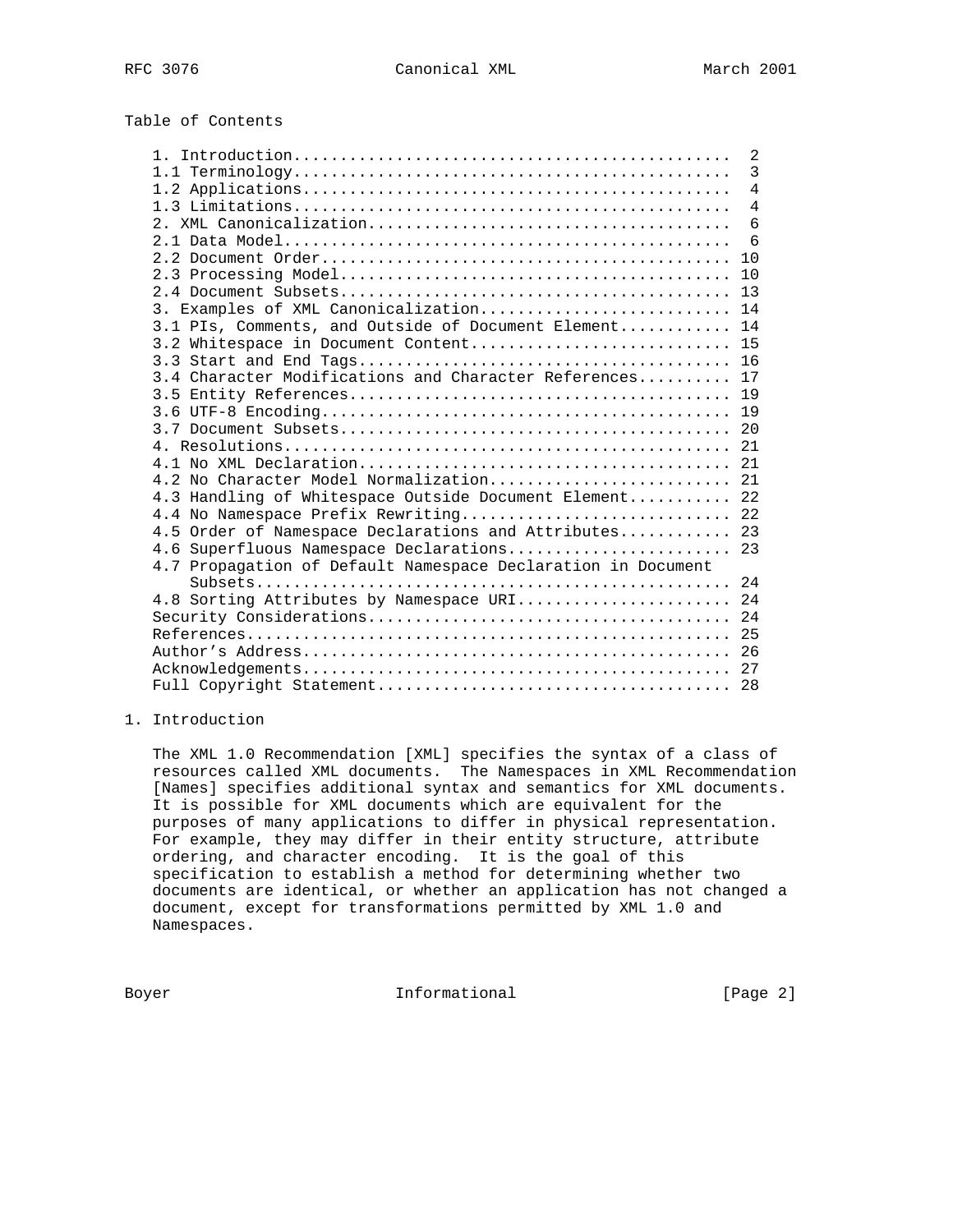Table of Contents

```
   1. Introduction.............................................  2
   1.1 Terminology.............................................  3
   1.2 Applications............................................  4
   1.3 Limitations.............................................  4
   2. XML Canonicalization.....................................  6
   2.1 Data Model..............................................  6
   2.2 Document Order.......................................... 10
   2.3 Processing Model........................................ 10
   2.4 Document Subsets........................................ 13
   3. Examples of XML Canonicalization......................... 14
   3.1 PIs, Comments, and Outside of Document Element.......... 14
   3.2 Whitespace in Document Content.......................... 15
   3.3 Start and End Tags...................................... 16
   3.4 Character Modifications and Character References........ 17
   3.5 Entity References....................................... 19
   3.6 UTF-8 Encoding.......................................... 19
   3.7 Document Subsets........................................ 20
   4. Resolutions.............................................. 21
   4.1 No XML Declaration...................................... 21
   4.2 No Character Model Normalization........................ 21
   4.3 Handling of Whitespace Outside Document Element......... 22
   4.4 No Namespace Prefix Rewriting........................... 22
   4.5 Order of Namespace Declarations and Attributes.......... 23
   4.6 Superfluous Namespace Declarations...................... 23
   4.7 Propagation of Default Namespace Declaration in Document
       Subsets................................................. 24
   4.8 Sorting Attributes by Namespace URI..................... 24
   Security Considerations..................................... 24
   References.................................................. 25
   Author's Address............................................ 26
   Acknowledgements............................................ 27
   Full Copyright Statement.................................... 28
```

# 1. Introduction

The XML 1.0 Recommendation [XML] specifies the syntax of a class of resources called XML documents. The Namespaces in XML Recommendation [Names] specifies additional syntax and semantics for XML documents. It is possible for XML documents which are equivalent for the purposes of many applications to differ in physical representation. For example, they may differ in their entity structure, attribute ordering, and character encoding. It is the goal of this specification to establish a method for determining whether two documents are identical, or whether an application has not changed a document, except for transformations permitted by XML 1.0 and Namespaces.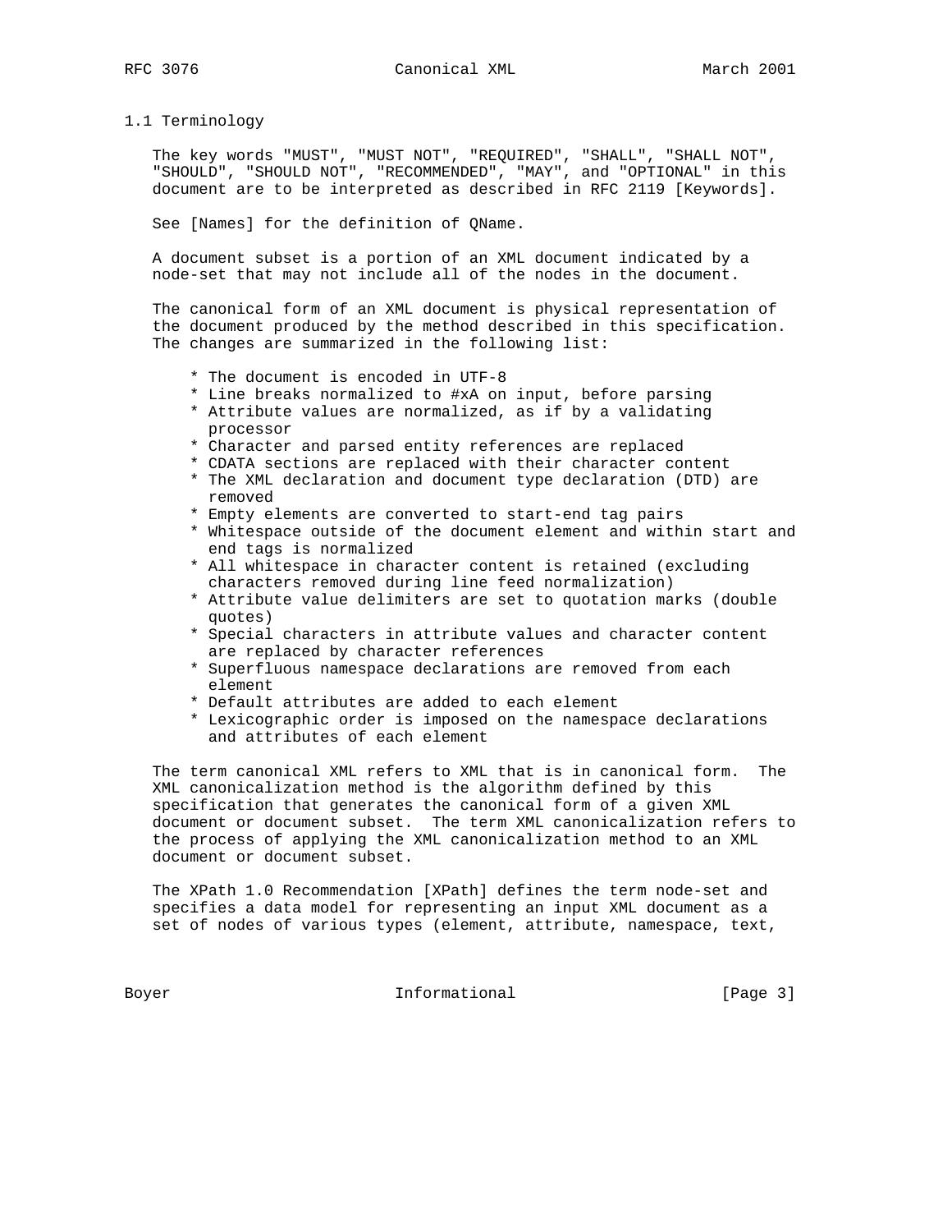### 1.1 Terminology

The key words "MUST", "MUST NOT", "REQUIRED", "SHALL", "SHALL NOT", "SHOULD", "SHOULD NOT", "RECOMMENDED", "MAY", and "OPTIONAL" in this document are to be interpreted as described in RFC 2119 [Keywords].

See [Names] for the definition of QName.

A document subset is a portion of an XML document indicated by a node-set that may not include all of the nodes in the document.

The canonical form of an XML document is physical representation of the document produced by the method described in this specification. The changes are summarized in the following list:

* The document is encoded in UTF-8
* Line breaks normalized to #xA on input, before parsing
* Attribute values are normalized, as if by a validating processor
* Character and parsed entity references are replaced
* CDATA sections are replaced with their character content
* The XML declaration and document type declaration (DTD) are removed
* Empty elements are converted to start-end tag pairs
* Whitespace outside of the document element and within start and end tags is normalized
* All whitespace in character content is retained (excluding characters removed during line feed normalization)
* Attribute value delimiters are set to quotation marks (double quotes)
* Special characters in attribute values and character content are replaced by character references
* Superfluous namespace declarations are removed from each element
* Default attributes are added to each element
* Lexicographic order is imposed on the namespace declarations and attributes of each element

The term canonical XML refers to XML that is in canonical form. The XML canonicalization method is the algorithm defined by this specification that generates the canonical form of a given XML document or document subset. The term XML canonicalization refers to the process of applying the XML canonicalization method to an XML document or document subset.

The XPath 1.0 Recommendation [XPath] defines the term node-set and specifies a data model for representing an input XML document as a set of nodes of various types (element, attribute, namespace, text,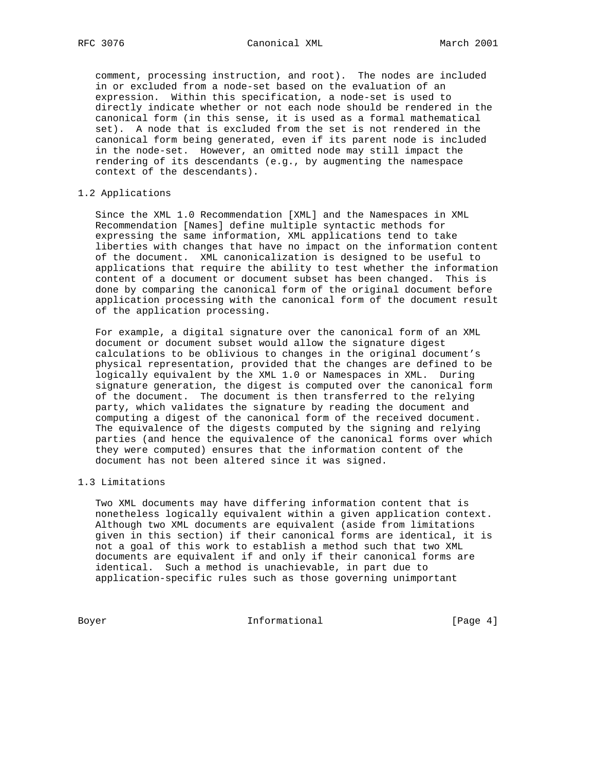comment, processing instruction, and root). The nodes are included in or excluded from a node-set based on the evaluation of an expression. Within this specification, a node-set is used to directly indicate whether or not each node should be rendered in the canonical form (in this sense, it is used as a formal mathematical set). A node that is excluded from the set is not rendered in the canonical form being generated, even if its parent node is included in the node-set. However, an omitted node may still impact the rendering of its descendants (e.g., by augmenting the namespace context of the descendants).

## 1.2 Applications

Since the XML 1.0 Recommendation [XML] and the Namespaces in XML Recommendation [Names] define multiple syntactic methods for expressing the same information, XML applications tend to take liberties with changes that have no impact on the information content of the document. XML canonicalization is designed to be useful to applications that require the ability to test whether the information content of a document or document subset has been changed. This is done by comparing the canonical form of the original document before application processing with the canonical form of the document result of the application processing.

For example, a digital signature over the canonical form of an XML document or document subset would allow the signature digest calculations to be oblivious to changes in the original document's physical representation, provided that the changes are defined to be logically equivalent by the XML 1.0 or Namespaces in XML. During signature generation, the digest is computed over the canonical form of the document. The document is then transferred to the relying party, which validates the signature by reading the document and computing a digest of the canonical form of the received document. The equivalence of the digests computed by the signing and relying parties (and hence the equivalence of the canonical forms over which they were computed) ensures that the information content of the document has not been altered since it was signed.

## 1.3 Limitations

Two XML documents may have differing information content that is nonetheless logically equivalent within a given application context. Although two XML documents are equivalent (aside from limitations given in this section) if their canonical forms are identical, it is not a goal of this work to establish a method such that two XML documents are equivalent if and only if their canonical forms are identical. Such a method is unachievable, in part due to application-specific rules such as those governing unimportant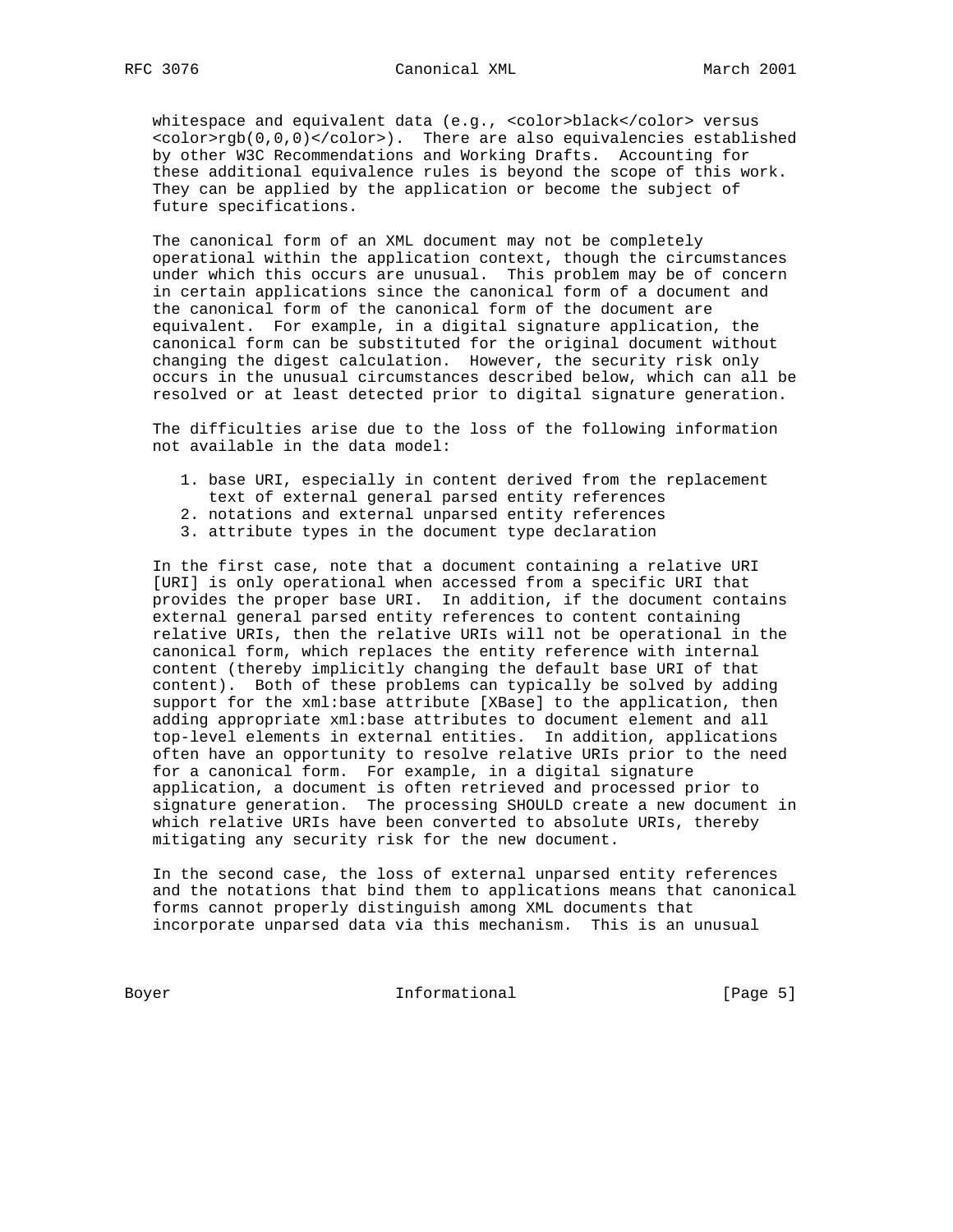whitespace and equivalent data (e.g., <color>black</color> versus <color>rgb(0,0,0)</color>). There are also equivalencies established by other W3C Recommendations and Working Drafts. Accounting for these additional equivalence rules is beyond the scope of this work. They can be applied by the application or become the subject of future specifications.

The canonical form of an XML document may not be completely operational within the application context, though the circumstances under which this occurs are unusual. This problem may be of concern in certain applications since the canonical form of a document and the canonical form of the canonical form of the document are equivalent. For example, in a digital signature application, the canonical form can be substituted for the original document without changing the digest calculation. However, the security risk only occurs in the unusual circumstances described below, which can all be resolved or at least detected prior to digital signature generation.

The difficulties arise due to the loss of the following information not available in the data model:

1. base URI, especially in content derived from the replacement text of external general parsed entity references
2. notations and external unparsed entity references
3. attribute types in the document type declaration

In the first case, note that a document containing a relative URI [URI] is only operational when accessed from a specific URI that provides the proper base URI. In addition, if the document contains external general parsed entity references to content containing relative URIs, then the relative URIs will not be operational in the canonical form, which replaces the entity reference with internal content (thereby implicitly changing the default base URI of that content). Both of these problems can typically be solved by adding support for the xml:base attribute [XBase] to the application, then adding appropriate xml:base attributes to document element and all top-level elements in external entities. In addition, applications often have an opportunity to resolve relative URIs prior to the need for a canonical form. For example, in a digital signature application, a document is often retrieved and processed prior to signature generation. The processing SHOULD create a new document in which relative URIs have been converted to absolute URIs, thereby mitigating any security risk for the new document.

In the second case, the loss of external unparsed entity references and the notations that bind them to applications means that canonical forms cannot properly distinguish among XML documents that incorporate unparsed data via this mechanism. This is an unusual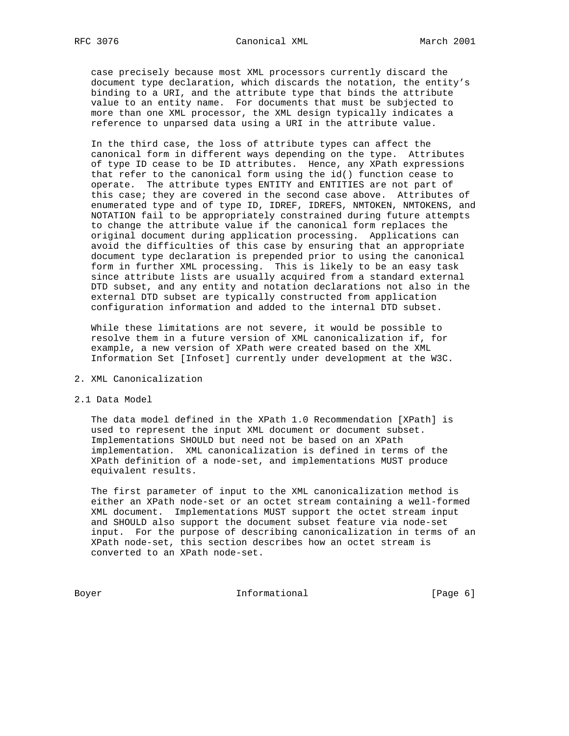case precisely because most XML processors currently discard the document type declaration, which discards the notation, the entity's binding to a URI, and the attribute type that binds the attribute value to an entity name. For documents that must be subjected to more than one XML processor, the XML design typically indicates a reference to unparsed data using a URI in the attribute value.

In the third case, the loss of attribute types can affect the canonical form in different ways depending on the type. Attributes of type ID cease to be ID attributes. Hence, any XPath expressions that refer to the canonical form using the id() function cease to operate. The attribute types ENTITY and ENTITIES are not part of this case; they are covered in the second case above. Attributes of enumerated type and of type ID, IDREF, IDREFS, NMTOKEN, NMTOKENS, and NOTATION fail to be appropriately constrained during future attempts to change the attribute value if the canonical form replaces the original document during application processing. Applications can avoid the difficulties of this case by ensuring that an appropriate document type declaration is prepended prior to using the canonical form in further XML processing. This is likely to be an easy task since attribute lists are usually acquired from a standard external DTD subset, and any entity and notation declarations not also in the external DTD subset are typically constructed from application configuration information and added to the internal DTD subset.

While these limitations are not severe, it would be possible to resolve them in a future version of XML canonicalization if, for example, a new version of XPath were created based on the XML Information Set [Infoset] currently under development at the W3C.

# 2. XML Canonicalization

## 2.1 Data Model

The data model defined in the XPath 1.0 Recommendation [XPath] is used to represent the input XML document or document subset. Implementations SHOULD but need not be based on an XPath implementation. XML canonicalization is defined in terms of the XPath definition of a node-set, and implementations MUST produce equivalent results.

The first parameter of input to the XML canonicalization method is either an XPath node-set or an octet stream containing a well-formed XML document. Implementations MUST support the octet stream input and SHOULD also support the document subset feature via node-set input. For the purpose of describing canonicalization in terms of an XPath node-set, this section describes how an octet stream is converted to an XPath node-set.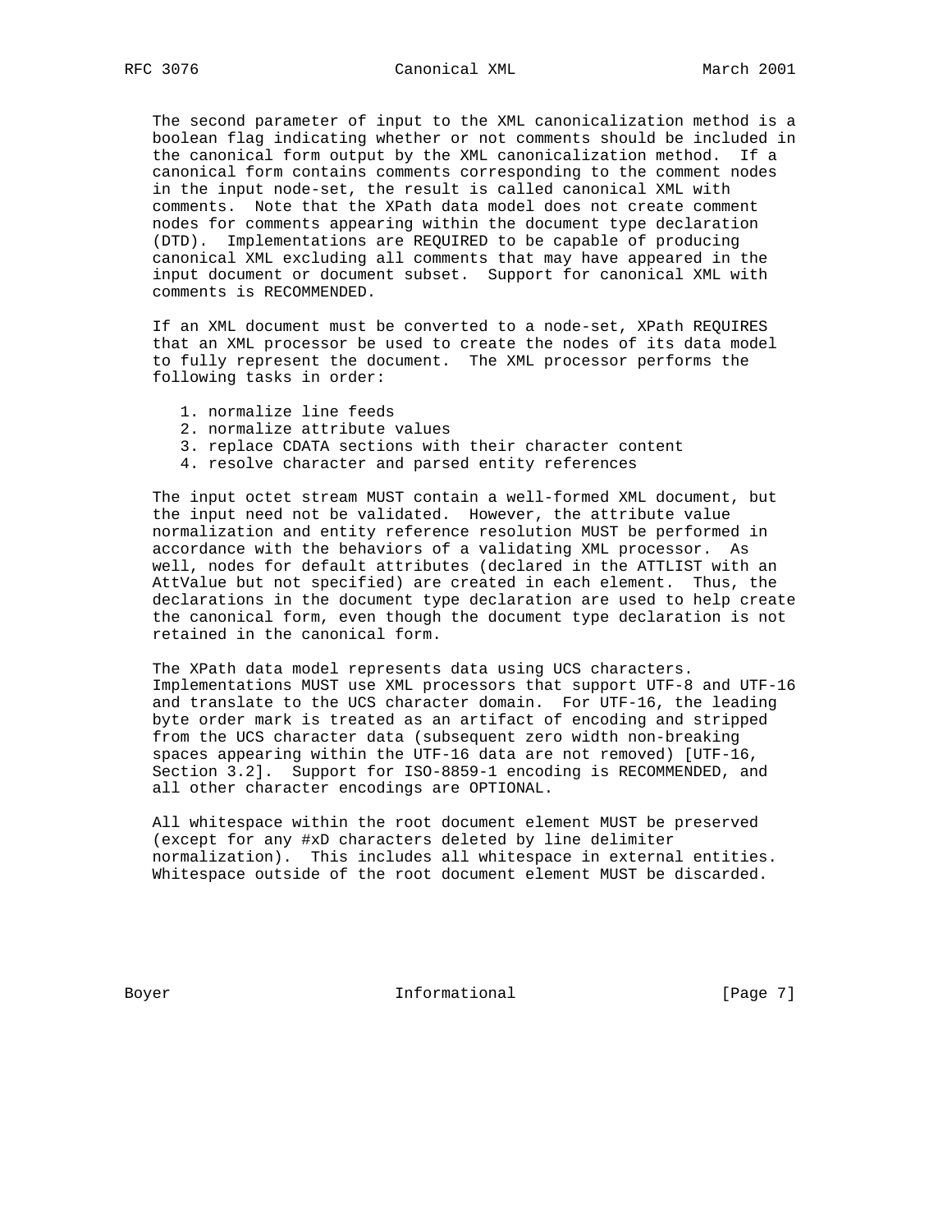The second parameter of input to the XML canonicalization method is a boolean flag indicating whether or not comments should be included in the canonical form output by the XML canonicalization method. If a canonical form contains comments corresponding to the comment nodes in the input node-set, the result is called canonical XML with comments. Note that the XPath data model does not create comment nodes for comments appearing within the document type declaration (DTD). Implementations are REQUIRED to be capable of producing canonical XML excluding all comments that may have appeared in the input document or document subset. Support for canonical XML with comments is RECOMMENDED.

If an XML document must be converted to a node-set, XPath REQUIRES that an XML processor be used to create the nodes of its data model to fully represent the document. The XML processor performs the following tasks in order:

1. normalize line feeds
2. normalize attribute values
3. replace CDATA sections with their character content
4. resolve character and parsed entity references

The input octet stream MUST contain a well-formed XML document, but the input need not be validated. However, the attribute value normalization and entity reference resolution MUST be performed in accordance with the behaviors of a validating XML processor. As well, nodes for default attributes (declared in the ATTLIST with an AttValue but not specified) are created in each element. Thus, the declarations in the document type declaration are used to help create the canonical form, even though the document type declaration is not retained in the canonical form.

The XPath data model represents data using UCS characters. Implementations MUST use XML processors that support UTF-8 and UTF-16 and translate to the UCS character domain. For UTF-16, the leading byte order mark is treated as an artifact of encoding and stripped from the UCS character data (subsequent zero width non-breaking spaces appearing within the UTF-16 data are not removed) [UTF-16, Section 3.2]. Support for ISO-8859-1 encoding is RECOMMENDED, and all other character encodings are OPTIONAL.

All whitespace within the root document element MUST be preserved (except for any #xD characters deleted by line delimiter normalization). This includes all whitespace in external entities. Whitespace outside of the root document element MUST be discarded.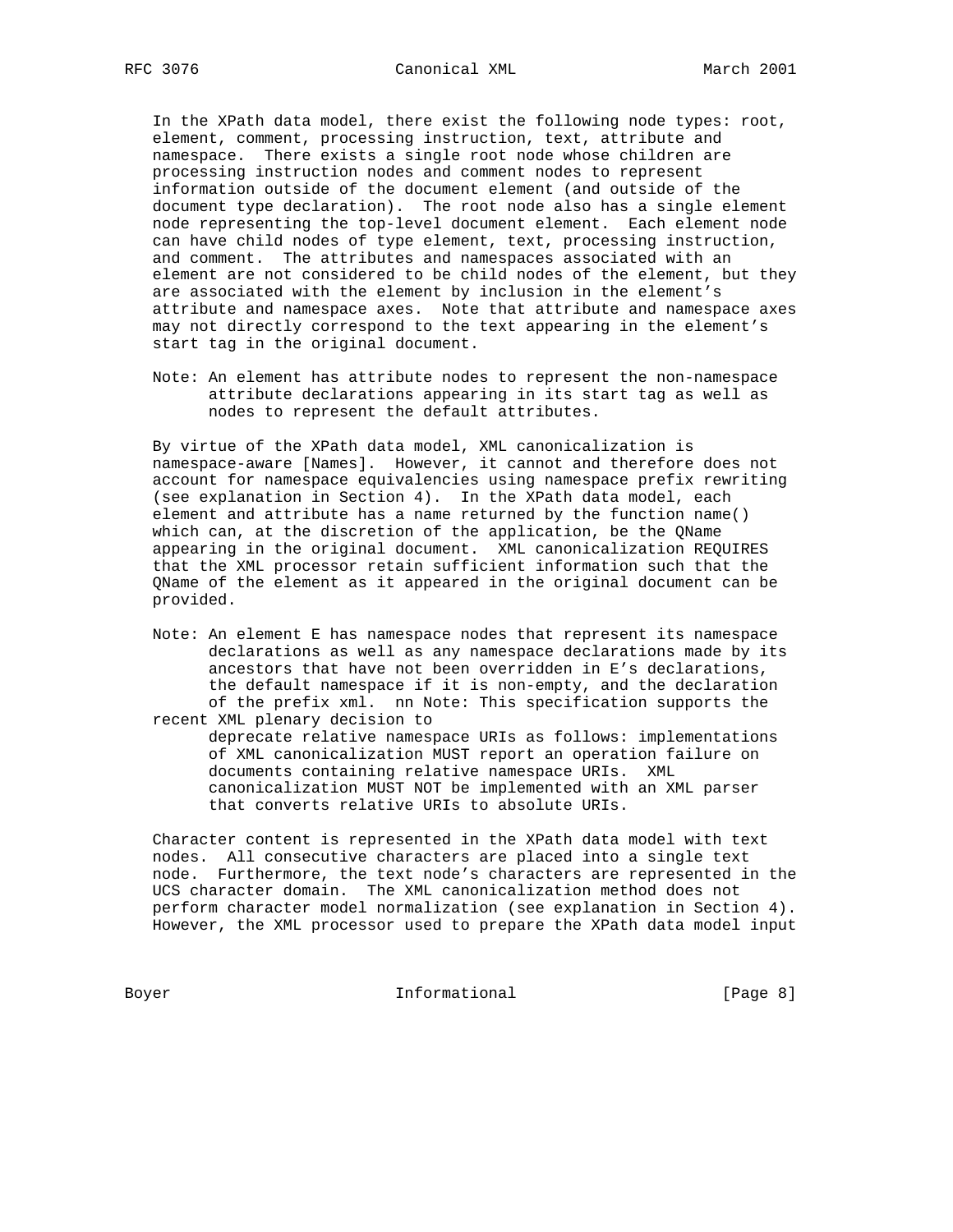In the XPath data model, there exist the following node types: root, element, comment, processing instruction, text, attribute and namespace. There exists a single root node whose children are processing instruction nodes and comment nodes to represent information outside of the document element (and outside of the document type declaration). The root node also has a single element node representing the top-level document element. Each element node can have child nodes of type element, text, processing instruction, and comment. The attributes and namespaces associated with an element are not considered to be child nodes of the element, but they are associated with the element by inclusion in the element's attribute and namespace axes. Note that attribute and namespace axes may not directly correspond to the text appearing in the element's start tag in the original document.

Note: An element has attribute nodes to represent the non-namespace attribute declarations appearing in its start tag as well as nodes to represent the default attributes.

By virtue of the XPath data model, XML canonicalization is namespace-aware [Names]. However, it cannot and therefore does not account for namespace equivalencies using namespace prefix rewriting (see explanation in Section 4). In the XPath data model, each element and attribute has a name returned by the function name() which can, at the discretion of the application, be the QName appearing in the original document. XML canonicalization REQUIRES that the XML processor retain sufficient information such that the QName of the element as it appeared in the original document can be provided.

Note: An element E has namespace nodes that represent its namespace declarations as well as any namespace declarations made by its ancestors that have not been overridden in E's declarations, the default namespace if it is non-empty, and the declaration of the prefix xml. nn Note: This specification supports the recent XML plenary decision to deprecate relative namespace URIs as follows: implementations of XML canonicalization MUST report an operation failure on documents containing relative namespace URIs. XML canonicalization MUST NOT be implemented with an XML parser that converts relative URIs to absolute URIs.

Character content is represented in the XPath data model with text nodes. All consecutive characters are placed into a single text node. Furthermore, the text node's characters are represented in the UCS character domain. The XML canonicalization method does not perform character model normalization (see explanation in Section 4). However, the XML processor used to prepare the XPath data model input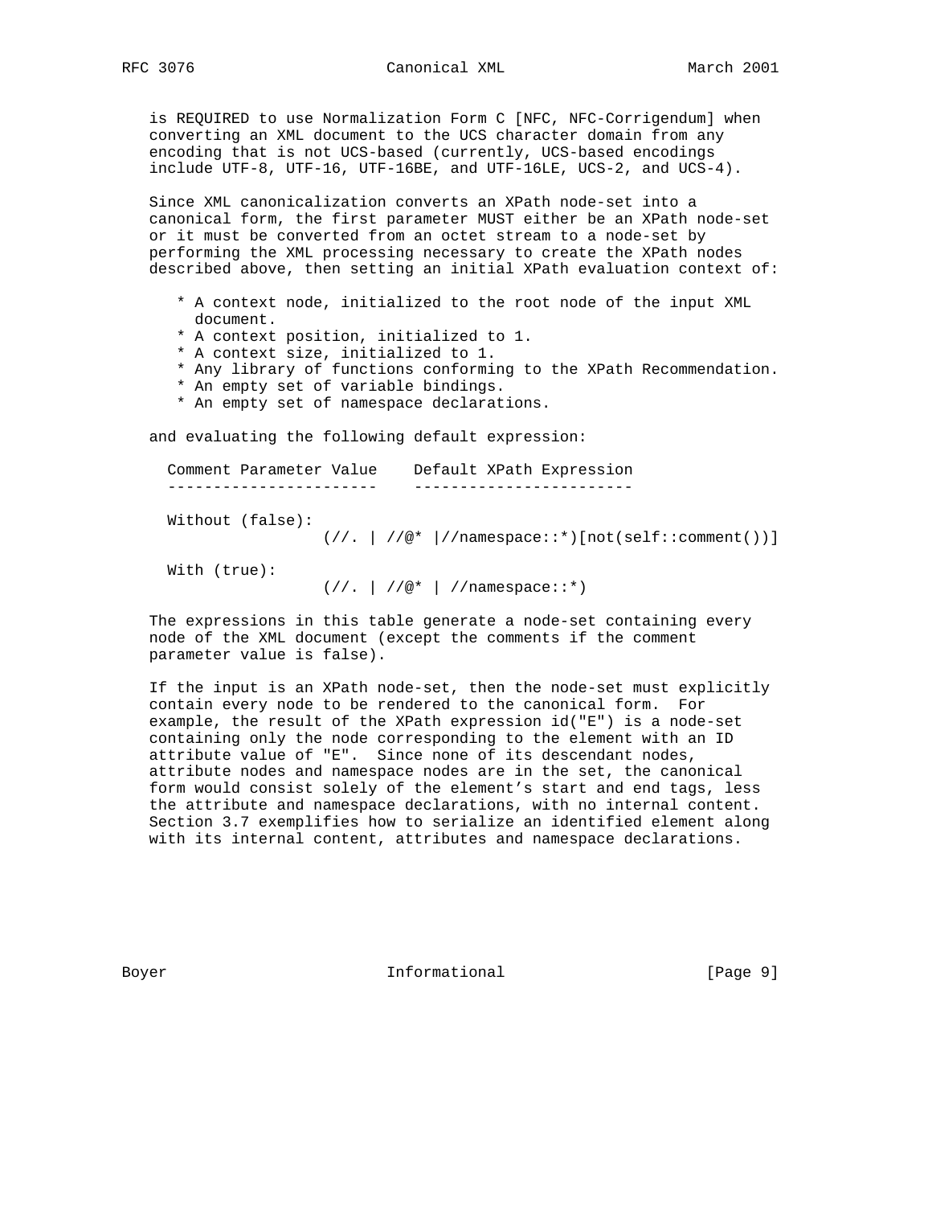is REQUIRED to use Normalization Form C [NFC, NFC-Corrigendum] when converting an XML document to the UCS character domain from any encoding that is not UCS-based (currently, UCS-based encodings include UTF-8, UTF-16, UTF-16BE, and UTF-16LE, UCS-2, and UCS-4).

Since XML canonicalization converts an XPath node-set into a canonical form, the first parameter MUST either be an XPath node-set or it must be converted from an octet stream to a node-set by performing the XML processing necessary to create the XPath nodes described above, then setting an initial XPath evaluation context of:

* A context node, initialized to the root node of the input XML document.
* A context position, initialized to 1.
* A context size, initialized to 1.
* Any library of functions conforming to the XPath Recommendation.
* An empty set of variable bindings.
* An empty set of namespace declarations.

and evaluating the following default expression:

| Comment Parameter Value | Default XPath Expression |
| --- | --- |
| Without (false): | (//. \| //@* \|//namespace::*)[not(self::comment())] |
| With (true): | (//. \| //@* \| //namespace::*) |

The expressions in this table generate a node-set containing every node of the XML document (except the comments if the comment parameter value is false).

If the input is an XPath node-set, then the node-set must explicitly contain every node to be rendered to the canonical form. For example, the result of the XPath expression id("E") is a node-set containing only the node corresponding to the element with an ID attribute value of "E". Since none of its descendant nodes, attribute nodes and namespace nodes are in the set, the canonical form would consist solely of the element's start and end tags, less the attribute and namespace declarations, with no internal content. Section 3.7 exemplifies how to serialize an identified element along with its internal content, attributes and namespace declarations.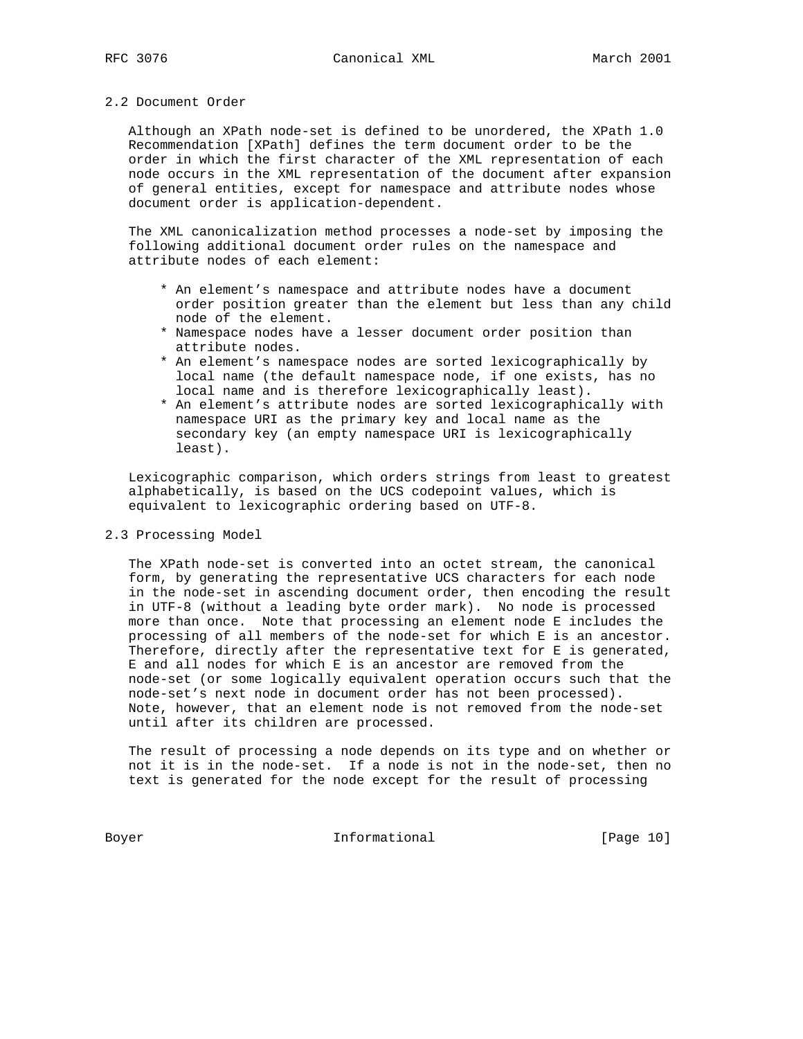## 2.2 Document Order

Although an XPath node-set is defined to be unordered, the XPath 1.0 Recommendation [XPath] defines the term document order to be the order in which the first character of the XML representation of each node occurs in the XML representation of the document after expansion of general entities, except for namespace and attribute nodes whose document order is application-dependent.

The XML canonicalization method processes a node-set by imposing the following additional document order rules on the namespace and attribute nodes of each element:

* An element's namespace and attribute nodes have a document order position greater than the element but less than any child node of the element.
* Namespace nodes have a lesser document order position than attribute nodes.
* An element's namespace nodes are sorted lexicographically by local name (the default namespace node, if one exists, has no local name and is therefore lexicographically least).
* An element's attribute nodes are sorted lexicographically with namespace URI as the primary key and local name as the secondary key (an empty namespace URI is lexicographically least).

Lexicographic comparison, which orders strings from least to greatest alphabetically, is based on the UCS codepoint values, which is equivalent to lexicographic ordering based on UTF-8.

## 2.3 Processing Model

The XPath node-set is converted into an octet stream, the canonical form, by generating the representative UCS characters for each node in the node-set in ascending document order, then encoding the result in UTF-8 (without a leading byte order mark). No node is processed more than once. Note that processing an element node E includes the processing of all members of the node-set for which E is an ancestor. Therefore, directly after the representative text for E is generated, E and all nodes for which E is an ancestor are removed from the node-set (or some logically equivalent operation occurs such that the node-set's next node in document order has not been processed). Note, however, that an element node is not removed from the node-set until after its children are processed.

The result of processing a node depends on its type and on whether or not it is in the node-set. If a node is not in the node-set, then no text is generated for the node except for the result of processing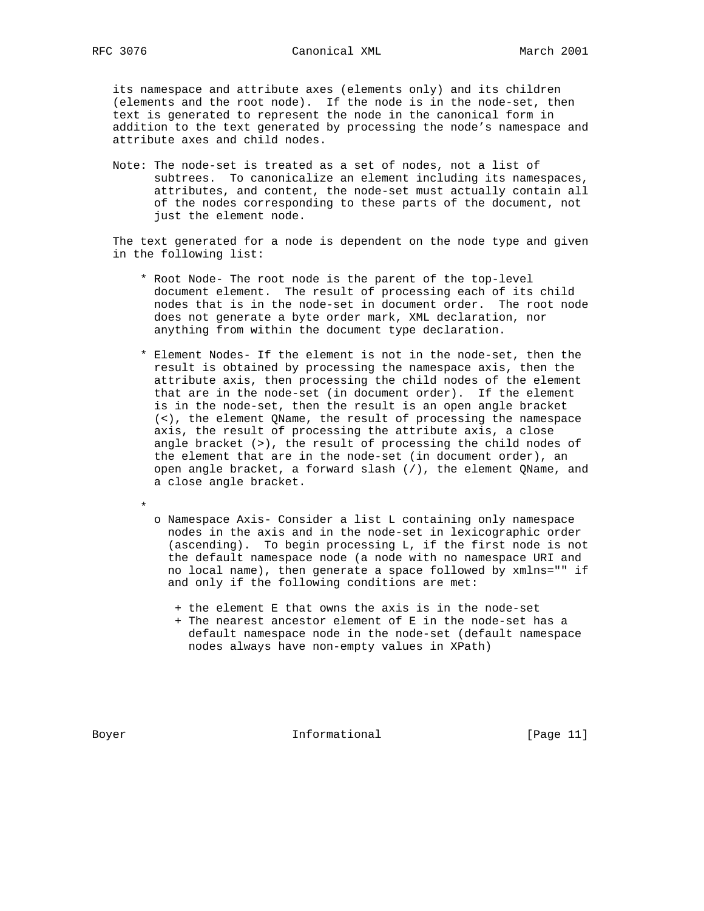its namespace and attribute axes (elements only) and its children (elements and the root node). If the node is in the node-set, then text is generated to represent the node in the canonical form in addition to the text generated by processing the node's namespace and attribute axes and child nodes.

Note: The node-set is treated as a set of nodes, not a list of subtrees. To canonicalize an element including its namespaces, attributes, and content, the node-set must actually contain all of the nodes corresponding to these parts of the document, not just the element node.

The text generated for a node is dependent on the node type and given in the following list:

* Root Node- The root node is the parent of the top-level document element. The result of processing each of its child nodes that is in the node-set in document order. The root node does not generate a byte order mark, XML declaration, nor anything from within the document type declaration.

* Element Nodes- If the element is not in the node-set, then the result is obtained by processing the namespace axis, then the attribute axis, then processing the child nodes of the element that are in the node-set (in document order). If the element is in the node-set, then the result is an open angle bracket (<), the element QName, the result of processing the namespace axis, the result of processing the attribute axis, a close angle bracket (>), the result of processing the child nodes of the element that are in the node-set (in document order), an open angle bracket, a forward slash (/), the element QName, and a close angle bracket.

*
  o Namespace Axis- Consider a list L containing only namespace nodes in the axis and in the node-set in lexicographic order (ascending). To begin processing L, if the first node is not the default namespace node (a node with no namespace URI and no local name), then generate a space followed by xmlns="" if and only if the following conditions are met:

    + the element E that owns the axis is in the node-set
    + The nearest ancestor element of E in the node-set has a default namespace node in the node-set (default namespace nodes always have non-empty values in XPath)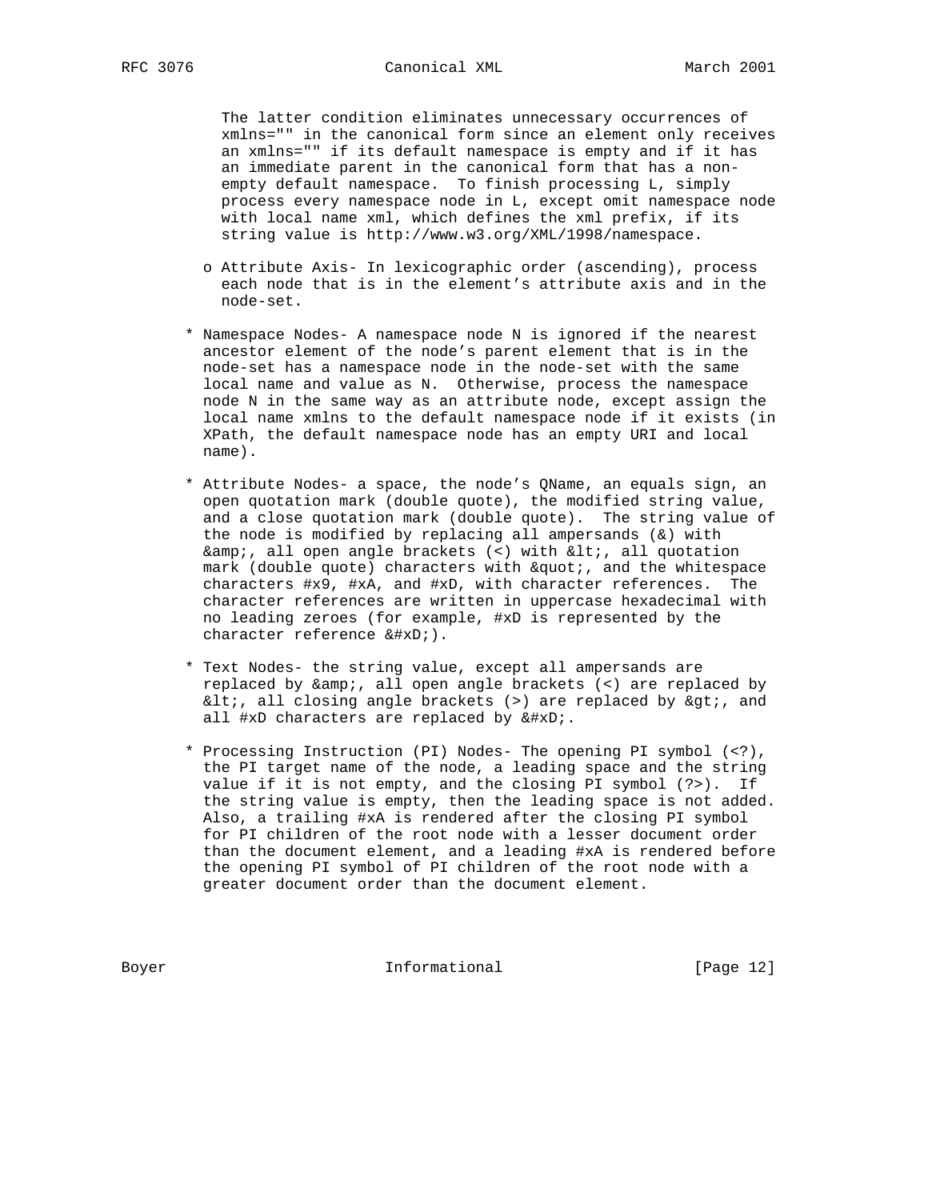The latter condition eliminates unnecessary occurrences of xmlns="" in the canonical form since an element only receives an xmlns="" if its default namespace is empty and if it has an immediate parent in the canonical form that has a non-empty default namespace. To finish processing L, simply process every namespace node in L, except omit namespace node with local name xml, which defines the xml prefix, if its string value is http://www.w3.org/XML/1998/namespace.

- o Attribute Axis- In lexicographic order (ascending), process each node that is in the element's attribute axis and in the node-set.

* Namespace Nodes- A namespace node N is ignored if the nearest ancestor element of the node's parent element that is in the node-set has a namespace node in the node-set with the same local name and value as N. Otherwise, process the namespace node N in the same way as an attribute node, except assign the local name xmlns to the default namespace node if it exists (in XPath, the default namespace node has an empty URI and local name).

* Attribute Nodes- a space, the node's QName, an equals sign, an open quotation mark (double quote), the modified string value, and a close quotation mark (double quote). The string value of the node is modified by replacing all ampersands (&) with &amp;, all open angle brackets (<) with &lt;, all quotation mark (double quote) characters with &quot;, and the whitespace characters #x9, #xA, and #xD, with character references. The character references are written in uppercase hexadecimal with no leading zeroes (for example, #xD is represented by the character reference &#xD;).

* Text Nodes- the string value, except all ampersands are replaced by &amp;, all open angle brackets (<) are replaced by &lt;, all closing angle brackets (>) are replaced by &gt;, and all #xD characters are replaced by &#xD;.

* Processing Instruction (PI) Nodes- The opening PI symbol (<?), the PI target name of the node, a leading space and the string value if it is not empty, and the closing PI symbol (?>). If the string value is empty, then the leading space is not added. Also, a trailing #xA is rendered after the closing PI symbol for PI children of the root node with a lesser document order than the document element, and a leading #xA is rendered before the opening PI symbol of PI children of the root node with a greater document order than the document element.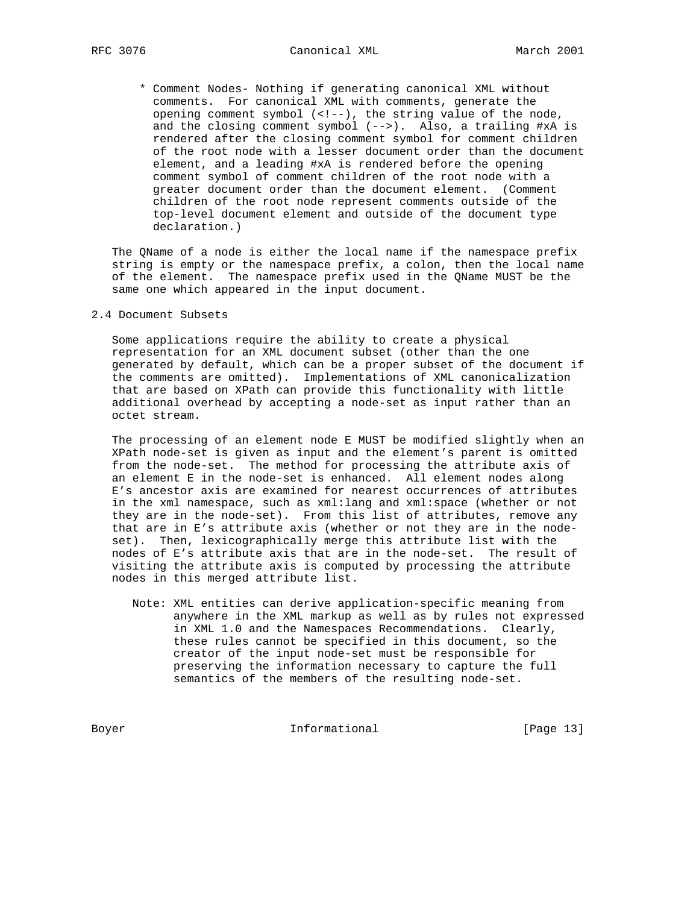* Comment Nodes- Nothing if generating canonical XML without comments. For canonical XML with comments, generate the opening comment symbol (<!--), the string value of the node, and the closing comment symbol (-->). Also, a trailing #xA is rendered after the closing comment symbol for comment children of the root node with a lesser document order than the document element, and a leading #xA is rendered before the opening comment symbol of comment children of the root node with a greater document order than the document element. (Comment children of the root node represent comments outside of the top-level document element and outside of the document type declaration.)

The QName of a node is either the local name if the namespace prefix string is empty or the namespace prefix, a colon, then the local name of the element. The namespace prefix used in the QName MUST be the same one which appeared in the input document.

## 2.4 Document Subsets

Some applications require the ability to create a physical representation for an XML document subset (other than the one generated by default, which can be a proper subset of the document if the comments are omitted). Implementations of XML canonicalization that are based on XPath can provide this functionality with little additional overhead by accepting a node-set as input rather than an octet stream.

The processing of an element node E MUST be modified slightly when an XPath node-set is given as input and the element's parent is omitted from the node-set. The method for processing the attribute axis of an element E in the node-set is enhanced. All element nodes along E's ancestor axis are examined for nearest occurrences of attributes in the xml namespace, such as xml:lang and xml:space (whether or not they are in the node-set). From this list of attributes, remove any that are in E's attribute axis (whether or not they are in the node-set). Then, lexicographically merge this attribute list with the nodes of E's attribute axis that are in the node-set. The result of visiting the attribute axis is computed by processing the attribute nodes in this merged attribute list.

> Note: XML entities can derive application-specific meaning from anywhere in the XML markup as well as by rules not expressed in XML 1.0 and the Namespaces Recommendations. Clearly, these rules cannot be specified in this document, so the creator of the input node-set must be responsible for preserving the information necessary to capture the full semantics of the members of the resulting node-set.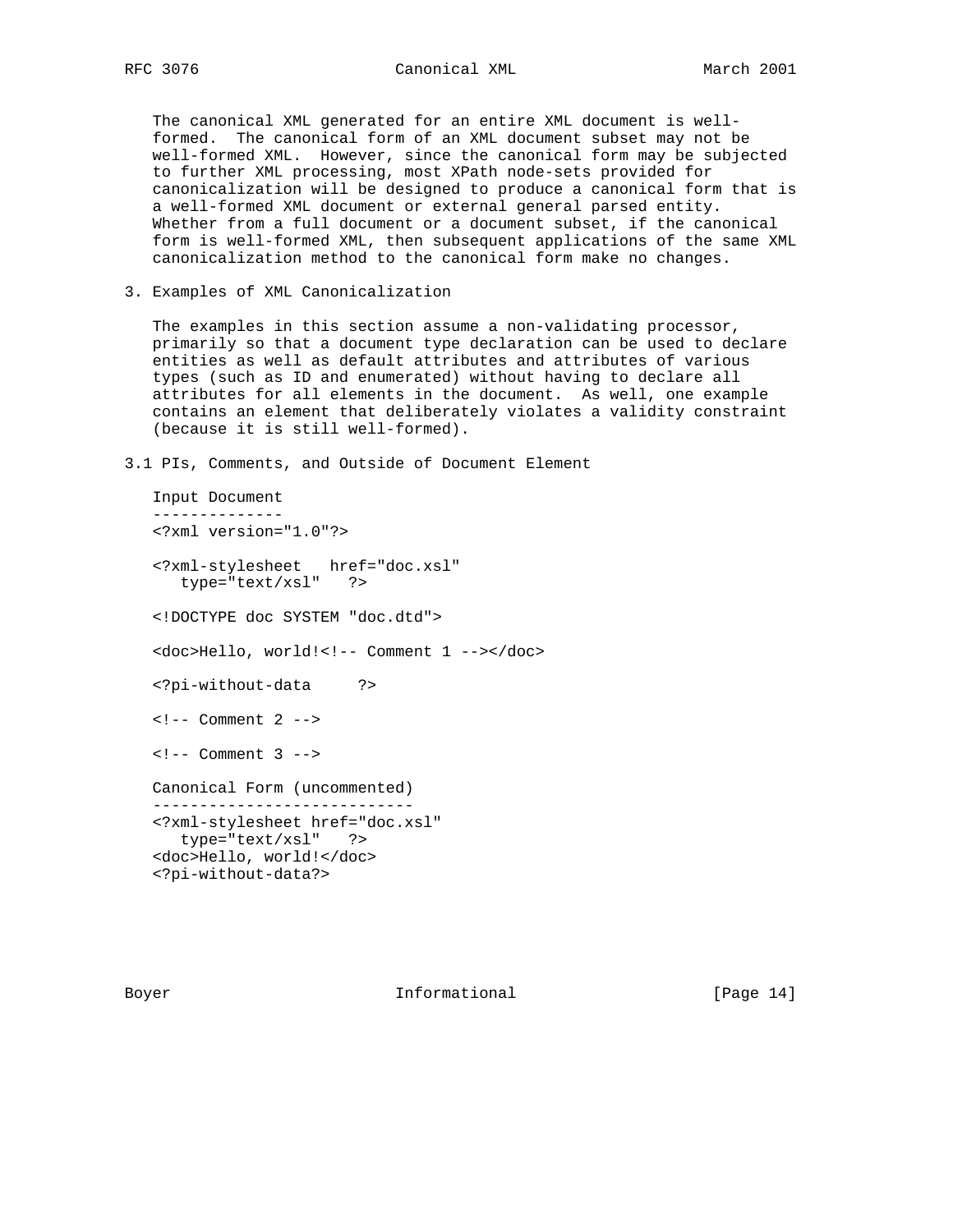The canonical XML generated for an entire XML document is well-formed. The canonical form of an XML document subset may not be well-formed XML. However, since the canonical form may be subjected to further XML processing, most XPath node-sets provided for canonicalization will be designed to produce a canonical form that is a well-formed XML document or external general parsed entity. Whether from a full document or a document subset, if the canonical form is well-formed XML, then subsequent applications of the same XML canonicalization method to the canonical form make no changes.

## 3. Examples of XML Canonicalization

The examples in this section assume a non-validating processor, primarily so that a document type declaration can be used to declare entities as well as default attributes and attributes of various types (such as ID and enumerated) without having to declare all attributes for all elements in the document. As well, one example contains an element that deliberately violates a validity constraint (because it is still well-formed).

### 3.1 PIs, Comments, and Outside of Document Element

```
Input Document
--------------
<?xml version="1.0"?>

<?xml-stylesheet   href="doc.xsl"
   type="text/xsl"   ?>

<!DOCTYPE doc SYSTEM "doc.dtd">

<doc>Hello, world!<!-- Comment 1 --></doc>

<?pi-without-data     ?>

<!-- Comment 2 -->

<!-- Comment 3 -->

Canonical Form (uncommented)
----------------------------
<?xml-stylesheet href="doc.xsl"
   type="text/xsl"   ?>
<doc>Hello, world!</doc>
<?pi-without-data?>
```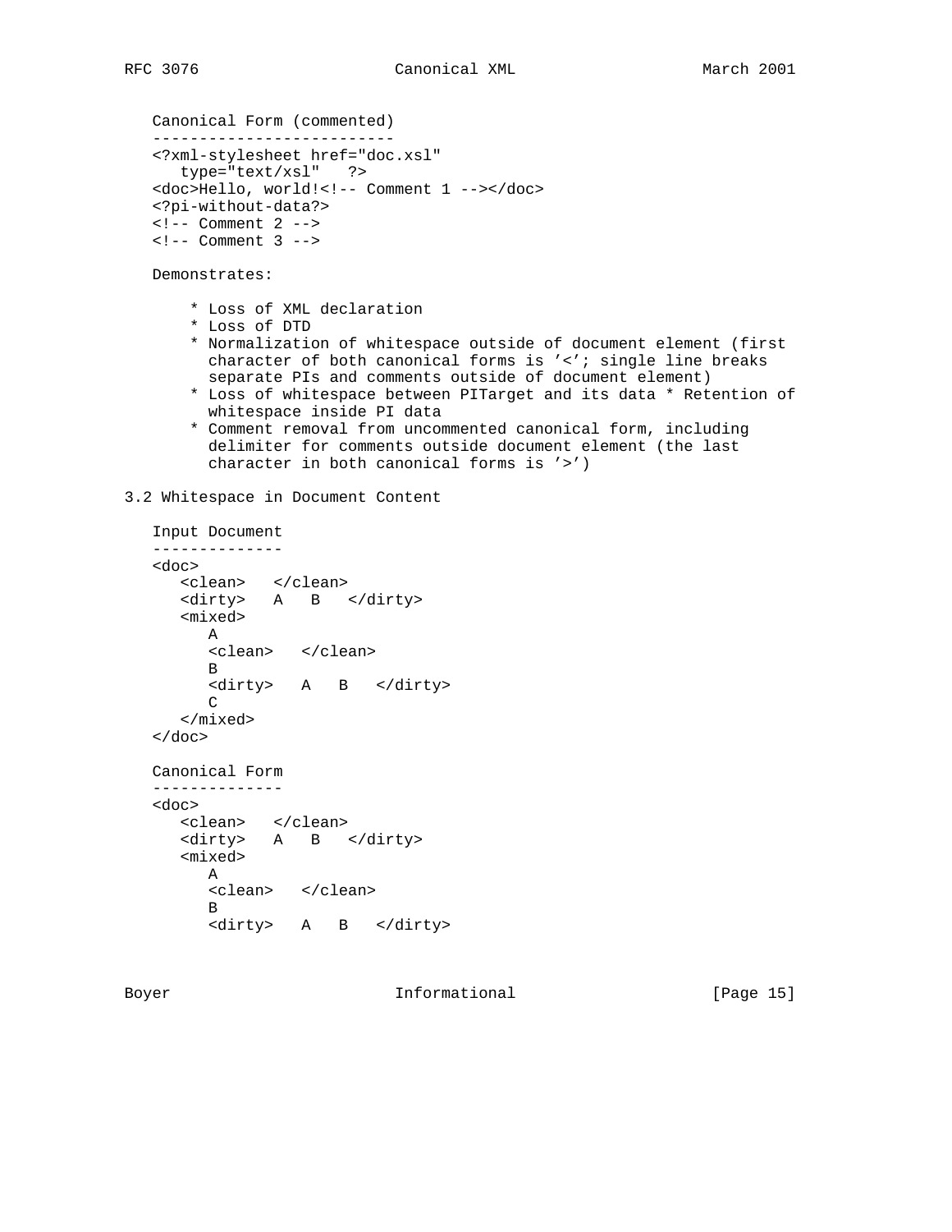Canonical Form (commented)

```
<?xml-stylesheet href="doc.xsl"
   type="text/xsl"   ?>
<doc>Hello, world!<!-- Comment 1 --></doc>
<?pi-without-data?>
<!-- Comment 2 -->
<!-- Comment 3 -->
```

Demonstrates:

* Loss of XML declaration
* Loss of DTD
* Normalization of whitespace outside of document element (first character of both canonical forms is '<'; single line breaks separate PIs and comments outside of document element)
* Loss of whitespace between PITarget and its data * Retention of whitespace inside PI data
* Comment removal from uncommented canonical form, including delimiter for comments outside document element (the last character in both canonical forms is '>')

## 3.2 Whitespace in Document Content

Input Document

```
<doc>
   <clean>   </clean>
   <dirty>   A   B   </dirty>
   <mixed>
      A
      <clean>   </clean>
      B
      <dirty>   A   B   </dirty>
      C
   </mixed>
</doc>
```

Canonical Form

```
<doc>
   <clean>   </clean>
   <dirty>   A   B   </dirty>
   <mixed>
      A
      <clean>   </clean>
      B
      <dirty>   A   B   </dirty>
```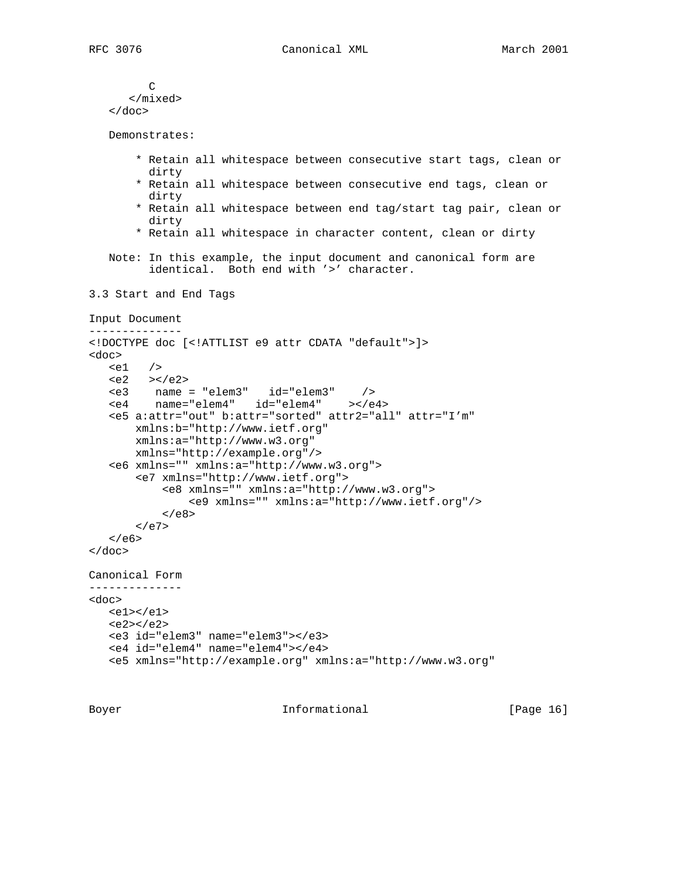```
         C
      </mixed>
   </doc>
```

Demonstrates:

* Retain all whitespace between consecutive start tags, clean or dirty
* Retain all whitespace between consecutive end tags, clean or dirty
* Retain all whitespace between end tag/start tag pair, clean or dirty
* Retain all whitespace in character content, clean or dirty

Note: In this example, the input document and canonical form are identical. Both end with '>' character.

### 3.3 Start and End Tags

Input Document

```
<!DOCTYPE doc [<!ATTLIST e9 attr CDATA "default">]>
<doc>
   <e1   />
   <e2   ></e2>
   <e3    name = "elem3"   id="elem3"    />
   <e4    name="elem4"   id="elem4"    ></e4>
   <e5 a:attr="out" b:attr="sorted" attr2="all" attr="I'm"
       xmlns:b="http://www.ietf.org"
       xmlns:a="http://www.w3.org"
       xmlns="http://example.org"/>
   <e6 xmlns="" xmlns:a="http://www.w3.org">
       <e7 xmlns="http://www.ietf.org">
           <e8 xmlns="" xmlns:a="http://www.w3.org">
               <e9 xmlns="" xmlns:a="http://www.ietf.org"/>
           </e8>
       </e7>
   </e6>
</doc>
```

Canonical Form

```
<doc>
   <e1></e1>
   <e2></e2>
   <e3 id="elem3" name="elem3"></e3>
   <e4 id="elem4" name="elem4"></e4>
   <e5 xmlns="http://example.org" xmlns:a="http://www.w3.org"
```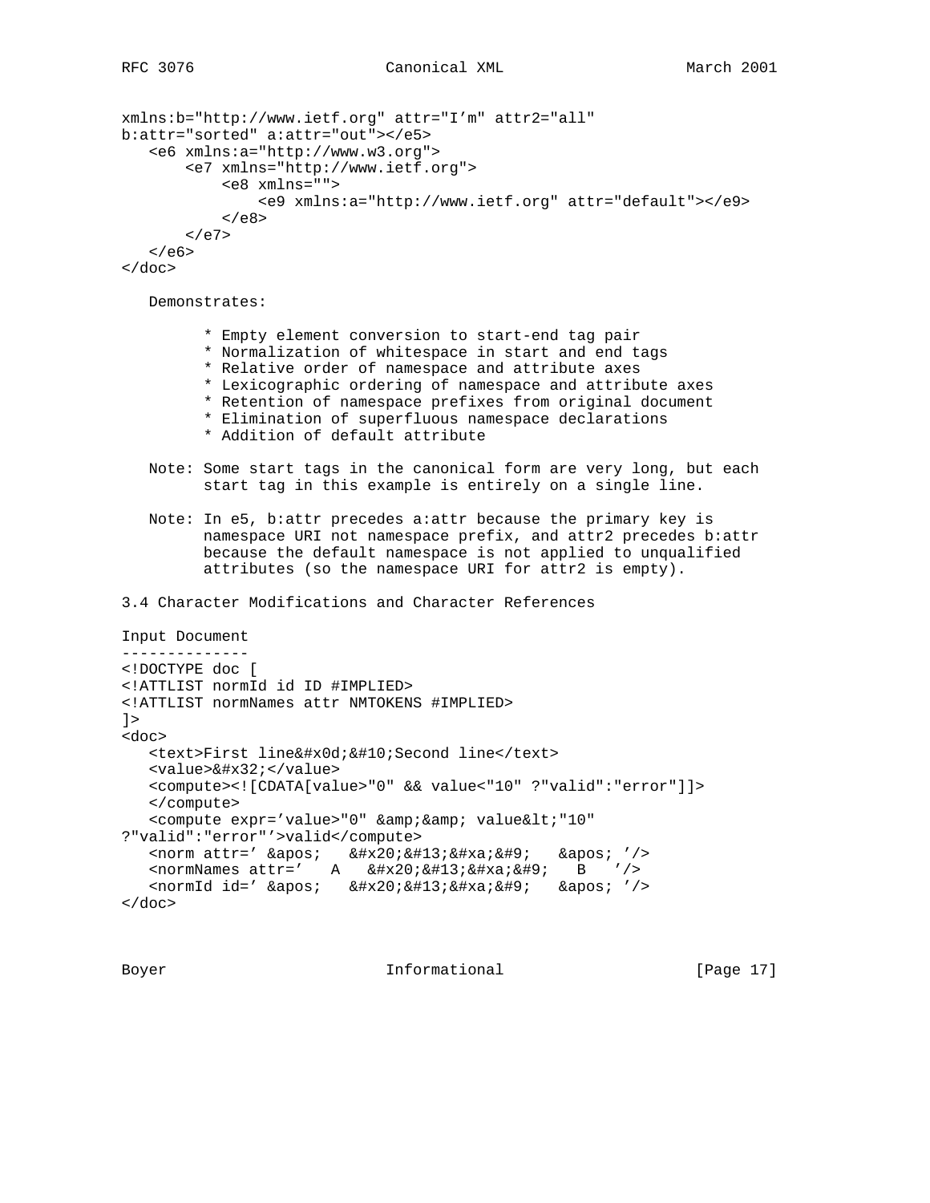```
xmlns:b="http://www.ietf.org" attr="I’m" attr2="all"
b:attr="sorted" a:attr="out"></e5>
   <e6 xmlns:a="http://www.w3.org">
       <e7 xmlns="http://www.ietf.org">
           <e8 xmlns="">
               <e9 xmlns:a="http://www.ietf.org" attr="default"></e9>
           </e8>
       </e7>
   </e6>
</doc>
```

Demonstrates:

* Empty element conversion to start-end tag pair
* Normalization of whitespace in start and end tags
* Relative order of namespace and attribute axes
* Lexicographic ordering of namespace and attribute axes
* Retention of namespace prefixes from original document
* Elimination of superfluous namespace declarations
* Addition of default attribute

Note: Some start tags in the canonical form are very long, but each start tag in this example is entirely on a single line.

Note: In e5, b:attr precedes a:attr because the primary key is namespace URI not namespace prefix, and attr2 precedes b:attr because the default namespace is not applied to unqualified attributes (so the namespace URI for attr2 is empty).

### 3.4 Character Modifications and Character References

Input Document

```
<!DOCTYPE doc [
<!ATTLIST normId id ID #IMPLIED>
<!ATTLIST normNames attr NMTOKENS #IMPLIED>
]>
<doc>
   <text>First line&#x0d;&#10;Second line</text>
   <value>&#x32;</value>
   <compute><![CDATA[value>"0" && value<"10" ?"valid":"error"]]>
   </compute>
   <compute expr='value>"0" &amp;&amp; value&lt;"10"
?"valid":"error"'>valid</compute>
   <norm attr=' &apos;   &#x20;&#13;&#xa;&#9;   &apos; '/>
   <normNames attr='   A   &#x20;&#13;&#xa;&#9;   B   '/>
   <normId id=' &apos;   &#x20;&#13;&#xa;&#9;   &apos; '/>
</doc>
```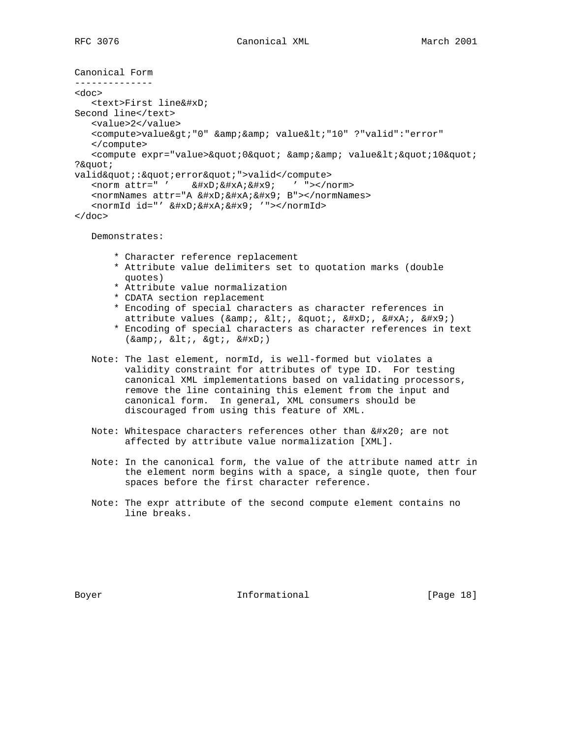Canonical Form
--------------

```
<doc>
   <text>First line&#xD;
Second line</text>
   <value>2</value>
   <compute>value&gt;"0" &amp;&amp; value&lt;"10" ?"valid":"error"
   </compute>
   <compute expr="value>&quot;0&quot; &amp;&amp; value&lt;&quot;10&quot;
?&quot;
valid&quot;:&quot;error&quot;">valid</compute>
   <norm attr=" '    &#xD;&#xA;&#x9;   ' "></norm>
   <normNames attr="A &#xD;&#xA;&#x9; B"></normNames>
   <normId id="' &#xD;&#xA;&#x9; '"></normId>
</doc>
```

Demonstrates:

* Character reference replacement
* Attribute value delimiters set to quotation marks (double quotes)
* Attribute value normalization
* CDATA section replacement
* Encoding of special characters as character references in attribute values (&amp;, &lt;, &quot;, &#xD;, &#xA;, &#x9;)
* Encoding of special characters as character references in text (&amp;, &lt;, &gt;, &#xD;)

Note: The last element, normId, is well-formed but violates a validity constraint for attributes of type ID. For testing canonical XML implementations based on validating processors, remove the line containing this element from the input and canonical form. In general, XML consumers should be discouraged from using this feature of XML.

Note: Whitespace characters references other than &#x20; are not affected by attribute value normalization [XML].

Note: In the canonical form, the value of the attribute named attr in the element norm begins with a space, a single quote, then four spaces before the first character reference.

Note: The expr attribute of the second compute element contains no line breaks.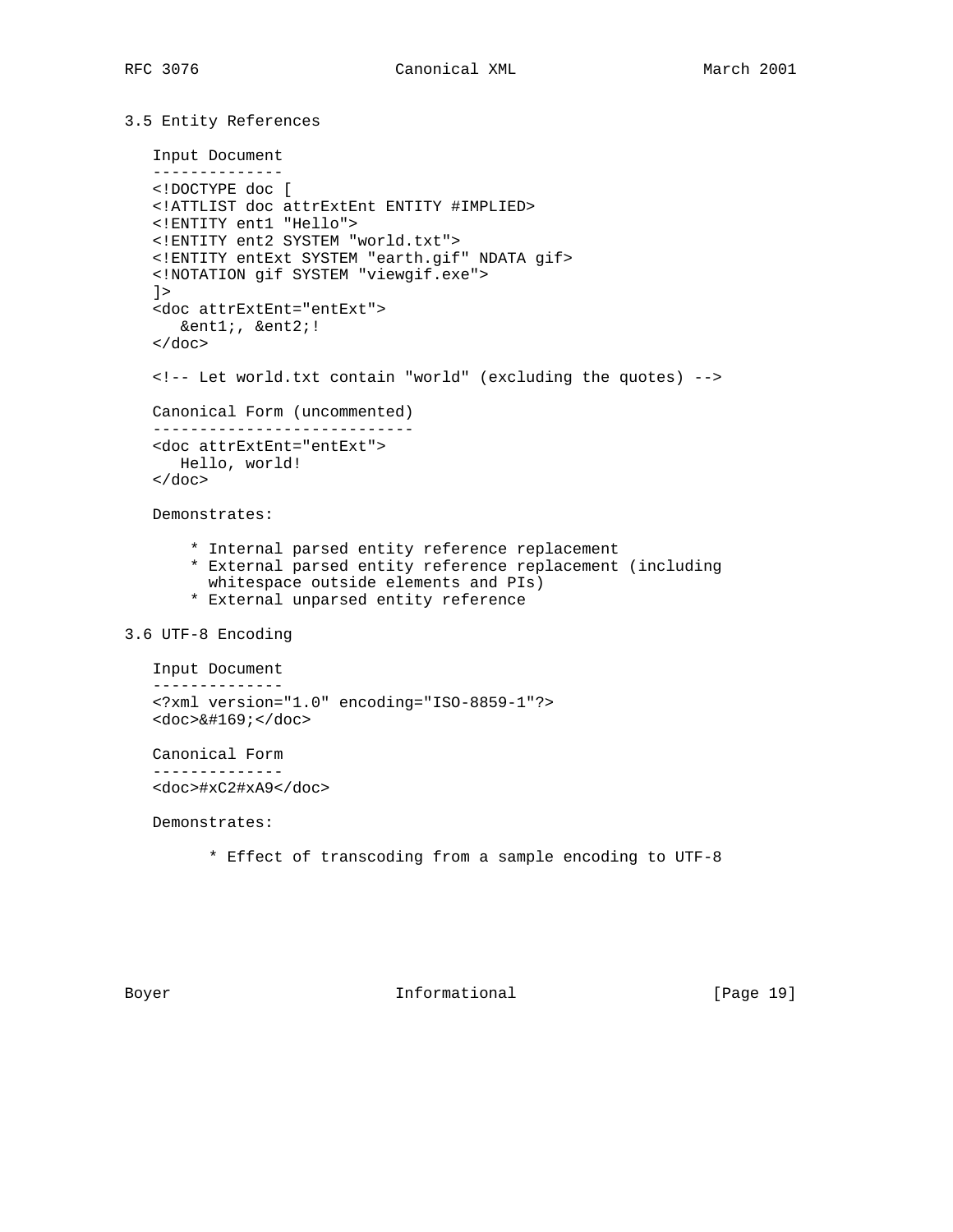## 3.5 Entity References

Input Document

```
--------------
<!DOCTYPE doc [
<!ATTLIST doc attrExtEnt ENTITY #IMPLIED>
<!ENTITY ent1 "Hello">
<!ENTITY ent2 SYSTEM "world.txt">
<!ENTITY entExt SYSTEM "earth.gif" NDATA gif>
<!NOTATION gif SYSTEM "viewgif.exe">
]>
<doc attrExtEnt="entExt">
   &ent1;, &ent2;!
</doc>

<!-- Let world.txt contain "world" (excluding the quotes) -->
```

Canonical Form (uncommented)

```
----------------------------
<doc attrExtEnt="entExt">
   Hello, world!
</doc>
```

Demonstrates:

* Internal parsed entity reference replacement
* External parsed entity reference replacement (including whitespace outside elements and PIs)
* External unparsed entity reference

## 3.6 UTF-8 Encoding

Input Document

```
--------------
<?xml version="1.0" encoding="ISO-8859-1"?>
<doc>&#169;</doc>
```

Canonical Form

```
--------------
<doc>#xC2#xA9</doc>
```

Demonstrates:

* Effect of transcoding from a sample encoding to UTF-8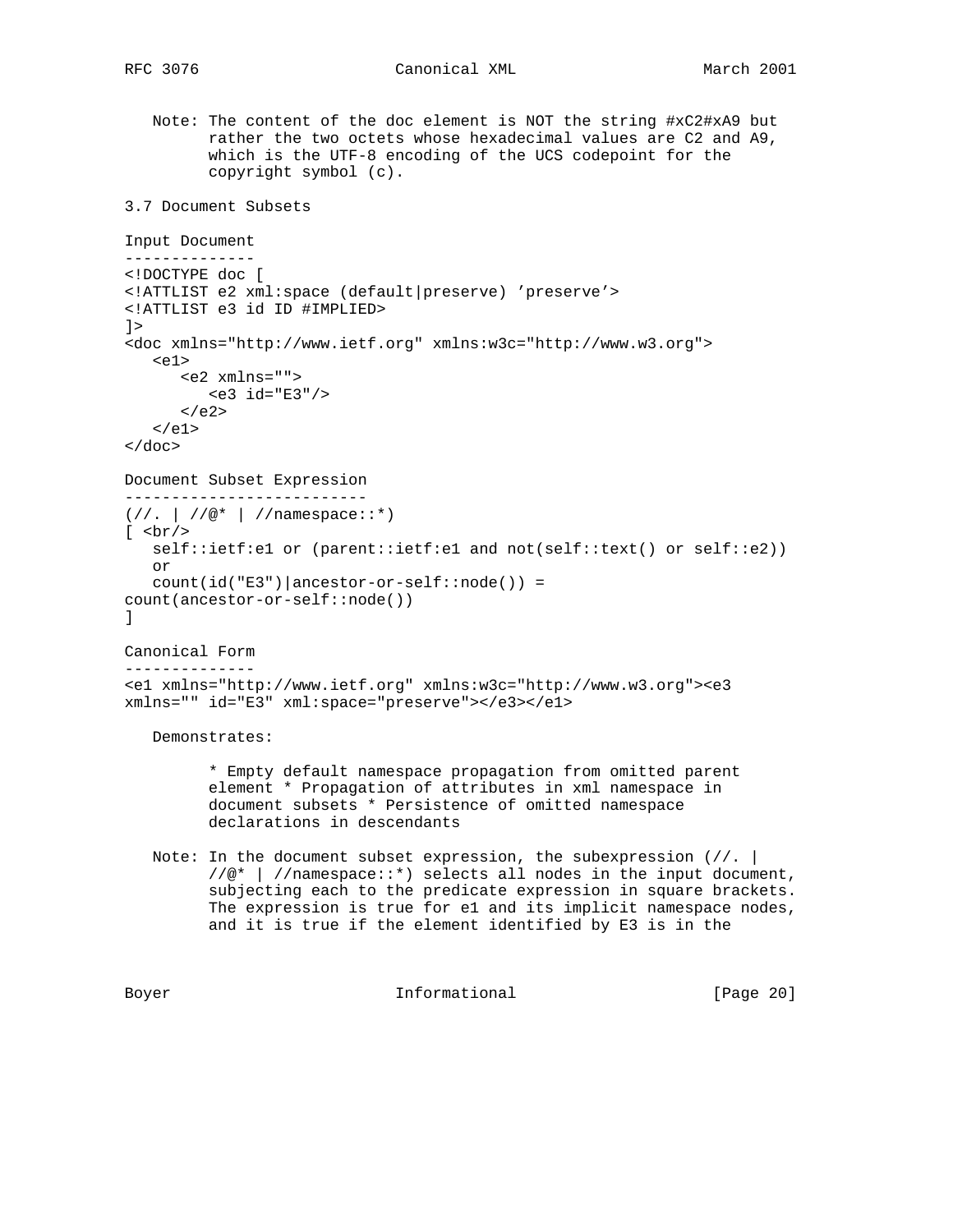Note: The content of the doc element is NOT the string #xC2#xA9 but rather the two octets whose hexadecimal values are C2 and A9, which is the UTF-8 encoding of the UCS codepoint for the copyright symbol (c).

### 3.7 Document Subsets

Input Document

```
<!DOCTYPE doc [
<!ATTLIST e2 xml:space (default|preserve) 'preserve'>
<!ATTLIST e3 id ID #IMPLIED>
]>
<doc xmlns="http://www.ietf.org" xmlns:w3c="http://www.w3.org">
   <e1>
      <e2 xmlns="">
         <e3 id="E3"/>
      </e2>
   </e1>
</doc>
```

Document Subset Expression

```
(//. | //@* | //namespace::*)
[ <br/>
   self::ietf:e1 or (parent::ietf:e1 and not(self::text() or self::e2))
   or
   count(id("E3")|ancestor-or-self::node()) =
count(ancestor-or-self::node())
]
```

Canonical Form

```
<e1 xmlns="http://www.ietf.org" xmlns:w3c="http://www.w3.org"><e3
xmlns="" id="E3" xml:space="preserve"></e3></e1>
```

Demonstrates:

* Empty default namespace propagation from omitted parent element * Propagation of attributes in xml namespace in document subsets * Persistence of omitted namespace declarations in descendants

Note: In the document subset expression, the subexpression (//. | //@* | //namespace::*) selects all nodes in the input document, subjecting each to the predicate expression in square brackets. The expression is true for e1 and its implicit namespace nodes, and it is true if the element identified by E3 is in the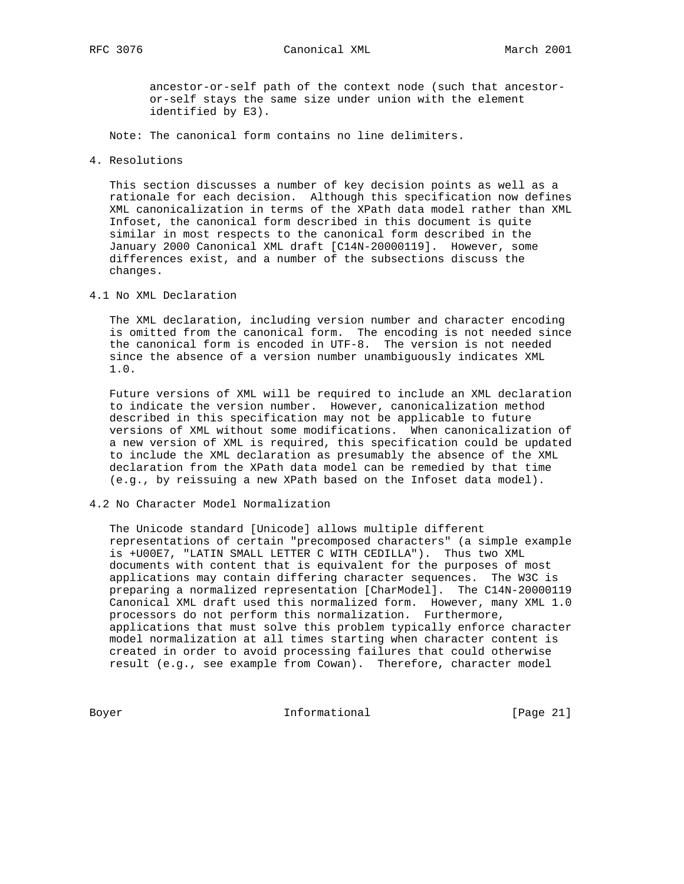ancestor-or-self path of the context node (such that ancestor-or-self stays the same size under union with the element identified by E3).

Note: The canonical form contains no line delimiters.

## 4. Resolutions

This section discusses a number of key decision points as well as a rationale for each decision. Although this specification now defines XML canonicalization in terms of the XPath data model rather than XML Infoset, the canonical form described in this document is quite similar in most respects to the canonical form described in the January 2000 Canonical XML draft [C14N-20000119]. However, some differences exist, and a number of the subsections discuss the changes.

### 4.1 No XML Declaration

The XML declaration, including version number and character encoding is omitted from the canonical form. The encoding is not needed since the canonical form is encoded in UTF-8. The version is not needed since the absence of a version number unambiguously indicates XML 1.0.

Future versions of XML will be required to include an XML declaration to indicate the version number. However, canonicalization method described in this specification may not be applicable to future versions of XML without some modifications. When canonicalization of a new version of XML is required, this specification could be updated to include the XML declaration as presumably the absence of the XML declaration from the XPath data model can be remedied by that time (e.g., by reissuing a new XPath based on the Infoset data model).

### 4.2 No Character Model Normalization

The Unicode standard [Unicode] allows multiple different representations of certain "precomposed characters" (a simple example is +U00E7, "LATIN SMALL LETTER C WITH CEDILLA"). Thus two XML documents with content that is equivalent for the purposes of most applications may contain differing character sequences. The W3C is preparing a normalized representation [CharModel]. The C14N-20000119 Canonical XML draft used this normalized form. However, many XML 1.0 processors do not perform this normalization. Furthermore, applications that must solve this problem typically enforce character model normalization at all times starting when character content is created in order to avoid processing failures that could otherwise result (e.g., see example from Cowan). Therefore, character model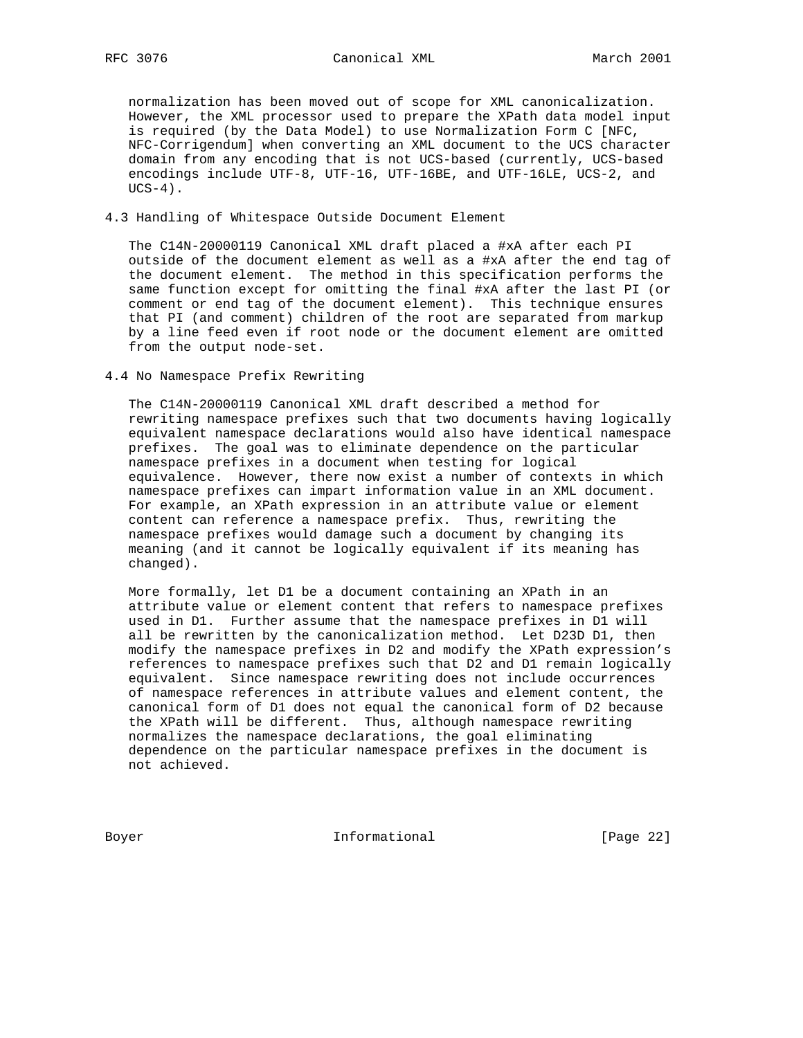normalization has been moved out of scope for XML canonicalization. However, the XML processor used to prepare the XPath data model input is required (by the Data Model) to use Normalization Form C [NFC, NFC-Corrigendum] when converting an XML document to the UCS character domain from any encoding that is not UCS-based (currently, UCS-based encodings include UTF-8, UTF-16, UTF-16BE, and UTF-16LE, UCS-2, and UCS-4).

## 4.3 Handling of Whitespace Outside Document Element

The C14N-20000119 Canonical XML draft placed a #xA after each PI outside of the document element as well as a #xA after the end tag of the document element. The method in this specification performs the same function except for omitting the final #xA after the last PI (or comment or end tag of the document element). This technique ensures that PI (and comment) children of the root are separated from markup by a line feed even if root node or the document element are omitted from the output node-set.

## 4.4 No Namespace Prefix Rewriting

The C14N-20000119 Canonical XML draft described a method for rewriting namespace prefixes such that two documents having logically equivalent namespace declarations would also have identical namespace prefixes. The goal was to eliminate dependence on the particular namespace prefixes in a document when testing for logical equivalence. However, there now exist a number of contexts in which namespace prefixes can impart information value in an XML document. For example, an XPath expression in an attribute value or element content can reference a namespace prefix. Thus, rewriting the namespace prefixes would damage such a document by changing its meaning (and it cannot be logically equivalent if its meaning has changed).

More formally, let D1 be a document containing an XPath in an attribute value or element content that refers to namespace prefixes used in D1. Further assume that the namespace prefixes in D1 will all be rewritten by the canonicalization method. Let D23D D1, then modify the namespace prefixes in D2 and modify the XPath expression's references to namespace prefixes such that D2 and D1 remain logically equivalent. Since namespace rewriting does not include occurrences of namespace references in attribute values and element content, the canonical form of D1 does not equal the canonical form of D2 because the XPath will be different. Thus, although namespace rewriting normalizes the namespace declarations, the goal eliminating dependence on the particular namespace prefixes in the document is not achieved.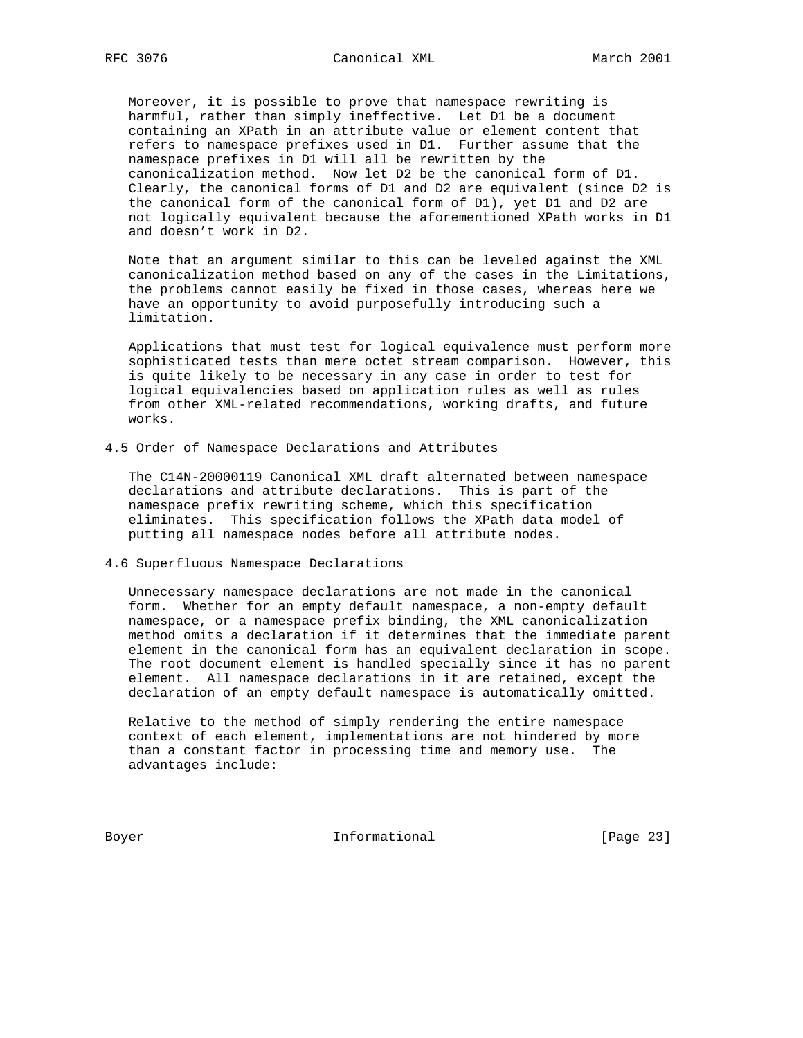Moreover, it is possible to prove that namespace rewriting is harmful, rather than simply ineffective. Let D1 be a document containing an XPath in an attribute value or element content that refers to namespace prefixes used in D1. Further assume that the namespace prefixes in D1 will all be rewritten by the canonicalization method. Now let D2 be the canonical form of D1. Clearly, the canonical forms of D1 and D2 are equivalent (since D2 is the canonical form of the canonical form of D1), yet D1 and D2 are not logically equivalent because the aforementioned XPath works in D1 and doesn't work in D2.

Note that an argument similar to this can be leveled against the XML canonicalization method based on any of the cases in the Limitations, the problems cannot easily be fixed in those cases, whereas here we have an opportunity to avoid purposefully introducing such a limitation.

Applications that must test for logical equivalence must perform more sophisticated tests than mere octet stream comparison. However, this is quite likely to be necessary in any case in order to test for logical equivalencies based on application rules as well as rules from other XML-related recommendations, working drafts, and future works.

## 4.5 Order of Namespace Declarations and Attributes

The C14N-20000119 Canonical XML draft alternated between namespace declarations and attribute declarations. This is part of the namespace prefix rewriting scheme, which this specification eliminates. This specification follows the XPath data model of putting all namespace nodes before all attribute nodes.

## 4.6 Superfluous Namespace Declarations

Unnecessary namespace declarations are not made in the canonical form. Whether for an empty default namespace, a non-empty default namespace, or a namespace prefix binding, the XML canonicalization method omits a declaration if it determines that the immediate parent element in the canonical form has an equivalent declaration in scope. The root document element is handled specially since it has no parent element. All namespace declarations in it are retained, except the declaration of an empty default namespace is automatically omitted.

Relative to the method of simply rendering the entire namespace context of each element, implementations are not hindered by more than a constant factor in processing time and memory use. The advantages include: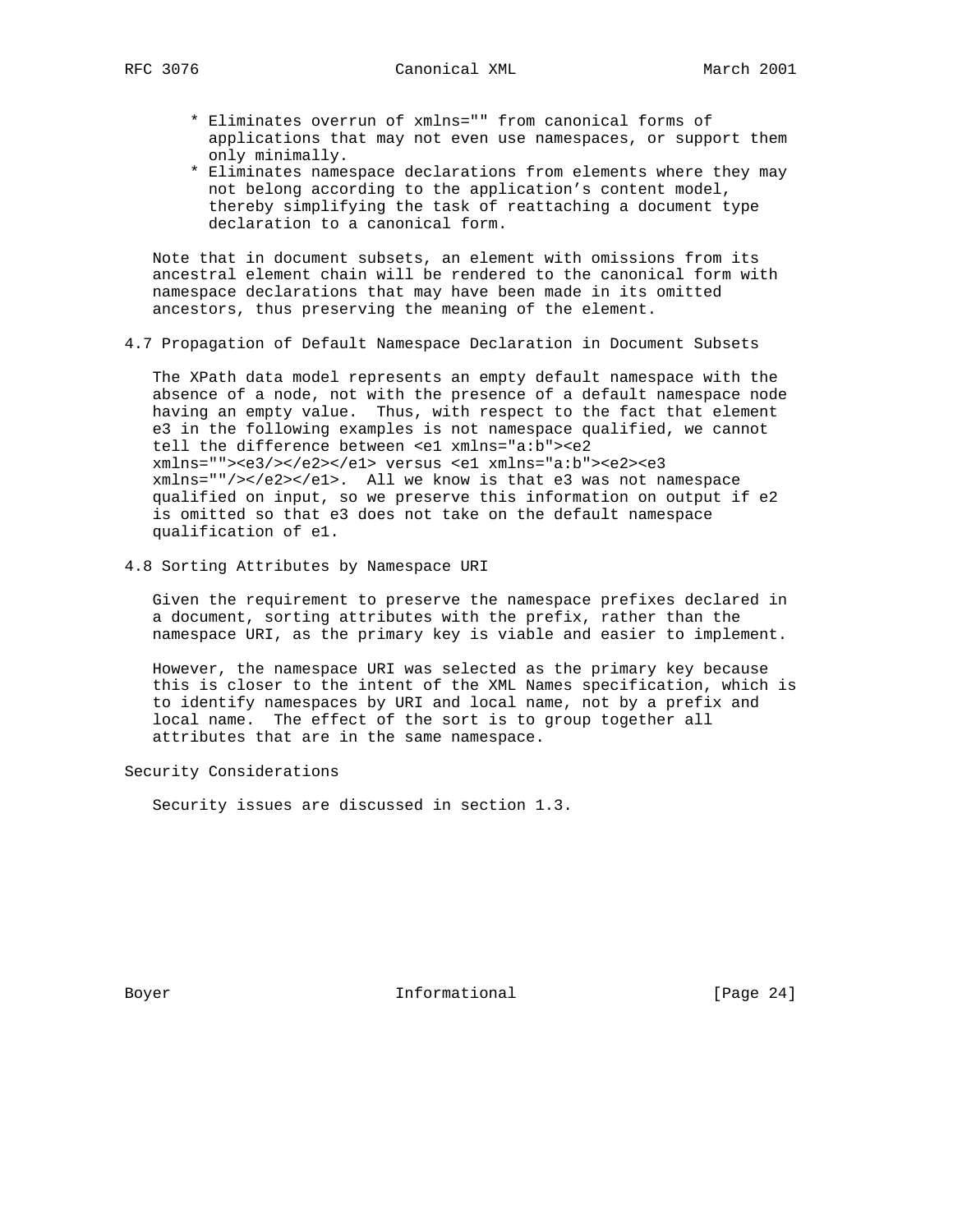* Eliminates overrun of xmlns="" from canonical forms of applications that may not even use namespaces, or support them only minimally.
* Eliminates namespace declarations from elements where they may not belong according to the application's content model, thereby simplifying the task of reattaching a document type declaration to a canonical form.

Note that in document subsets, an element with omissions from its ancestral element chain will be rendered to the canonical form with namespace declarations that may have been made in its omitted ancestors, thus preserving the meaning of the element.

### 4.7 Propagation of Default Namespace Declaration in Document Subsets

The XPath data model represents an empty default namespace with the absence of a node, not with the presence of a default namespace node having an empty value. Thus, with respect to the fact that element e3 in the following examples is not namespace qualified, we cannot tell the difference between `<e1 xmlns="a:b"><e2 xmlns=""><e3/></e2></e1>` versus `<e1 xmlns="a:b"><e2><e3 xmlns=""/></e2></e1>`. All we know is that e3 was not namespace qualified on input, so we preserve this information on output if e2 is omitted so that e3 does not take on the default namespace qualification of e1.

### 4.8 Sorting Attributes by Namespace URI

Given the requirement to preserve the namespace prefixes declared in a document, sorting attributes with the prefix, rather than the namespace URI, as the primary key is viable and easier to implement.

However, the namespace URI was selected as the primary key because this is closer to the intent of the XML Names specification, which is to identify namespaces by URI and local name, not by a prefix and local name. The effect of the sort is to group together all attributes that are in the same namespace.

## Security Considerations

Security issues are discussed in section 1.3.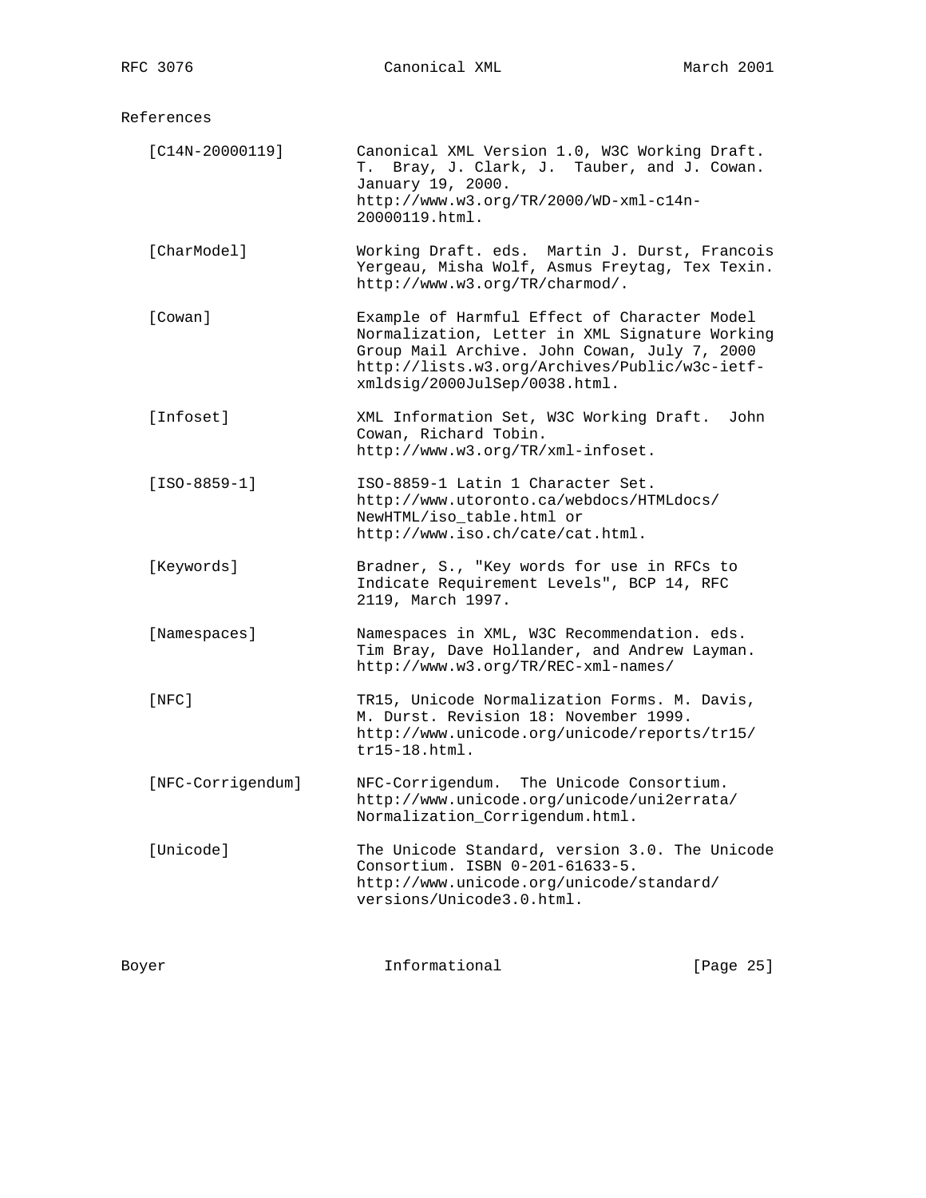## References

[C14N-20000119] Canonical XML Version 1.0, W3C Working Draft. T. Bray, J. Clark, J. Tauber, and J. Cowan. January 19, 2000. http://www.w3.org/TR/2000/WD-xml-c14n-20000119.html.

[CharModel] Working Draft. eds. Martin J. Durst, Francois Yergeau, Misha Wolf, Asmus Freytag, Tex Texin. http://www.w3.org/TR/charmod/.

[Cowan] Example of Harmful Effect of Character Model Normalization, Letter in XML Signature Working Group Mail Archive. John Cowan, July 7, 2000 http://lists.w3.org/Archives/Public/w3c-ietf-xmldsig/2000JulSep/0038.html.

[Infoset] XML Information Set, W3C Working Draft. John Cowan, Richard Tobin. http://www.w3.org/TR/xml-infoset.

[ISO-8859-1] ISO-8859-1 Latin 1 Character Set. http://www.utoronto.ca/webdocs/HTMLdocs/NewHTML/iso_table.html or http://www.iso.ch/cate/cat.html.

[Keywords] Bradner, S., "Key words for use in RFCs to Indicate Requirement Levels", BCP 14, RFC 2119, March 1997.

[Namespaces] Namespaces in XML, W3C Recommendation. eds. Tim Bray, Dave Hollander, and Andrew Layman. http://www.w3.org/TR/REC-xml-names/

[NFC] TR15, Unicode Normalization Forms. M. Davis, M. Durst. Revision 18: November 1999. http://www.unicode.org/unicode/reports/tr15/tr15-18.html.

[NFC-Corrigendum] NFC-Corrigendum. The Unicode Consortium. http://www.unicode.org/unicode/uni2errata/Normalization_Corrigendum.html.

[Unicode] The Unicode Standard, version 3.0. The Unicode Consortium. ISBN 0-201-61633-5. http://www.unicode.org/unicode/standard/versions/Unicode3.0.html.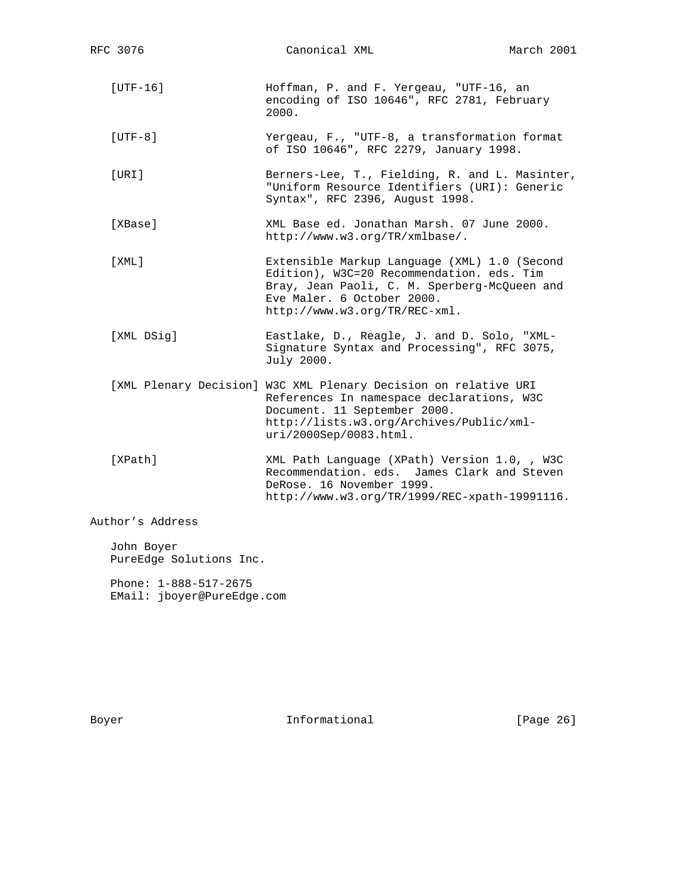[UTF-16] Hoffman, P. and F. Yergeau, "UTF-16, an encoding of ISO 10646", RFC 2781, February 2000.

[UTF-8] Yergeau, F., "UTF-8, a transformation format of ISO 10646", RFC 2279, January 1998.

[URI] Berners-Lee, T., Fielding, R. and L. Masinter, "Uniform Resource Identifiers (URI): Generic Syntax", RFC 2396, August 1998.

[XBase] XML Base ed. Jonathan Marsh. 07 June 2000. http://www.w3.org/TR/xmlbase/.

[XML] Extensible Markup Language (XML) 1.0 (Second Edition), W3C=20 Recommendation. eds. Tim Bray, Jean Paoli, C. M. Sperberg-McQueen and Eve Maler. 6 October 2000. http://www.w3.org/TR/REC-xml.

[XML DSig] Eastlake, D., Reagle, J. and D. Solo, "XML-Signature Syntax and Processing", RFC 3075, July 2000.

[XML Plenary Decision] W3C XML Plenary Decision on relative URI References In namespace declarations, W3C Document. 11 September 2000. http://lists.w3.org/Archives/Public/xml-uri/2000Sep/0083.html.

[XPath] XML Path Language (XPath) Version 1.0, , W3C Recommendation. eds. James Clark and Steven DeRose. 16 November 1999. http://www.w3.org/TR/1999/REC-xpath-19991116.

## Author's Address

John Boyer
PureEdge Solutions Inc.

Phone: 1-888-517-2675
EMail: jboyer@PureEdge.com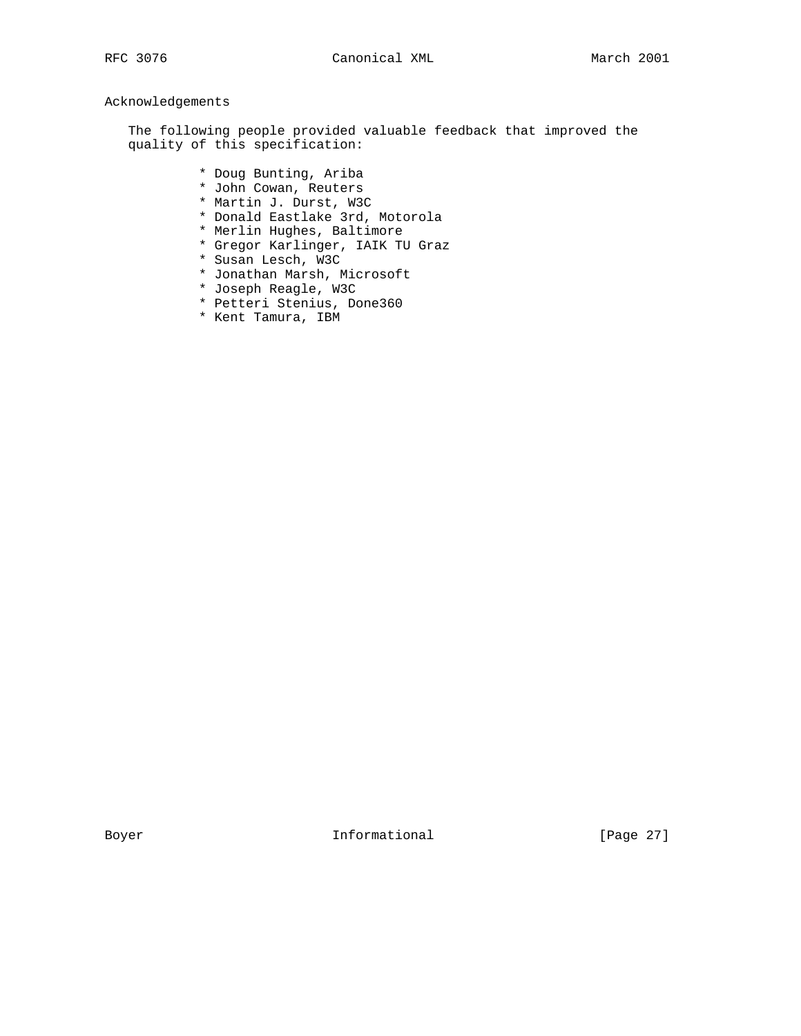## Acknowledgements

The following people provided valuable feedback that improved the quality of this specification:

* Doug Bunting, Ariba
* John Cowan, Reuters
* Martin J. Durst, W3C
* Donald Eastlake 3rd, Motorola
* Merlin Hughes, Baltimore
* Gregor Karlinger, IAIK TU Graz
* Susan Lesch, W3C
* Jonathan Marsh, Microsoft
* Joseph Reagle, W3C
* Petteri Stenius, Done360
* Kent Tamura, IBM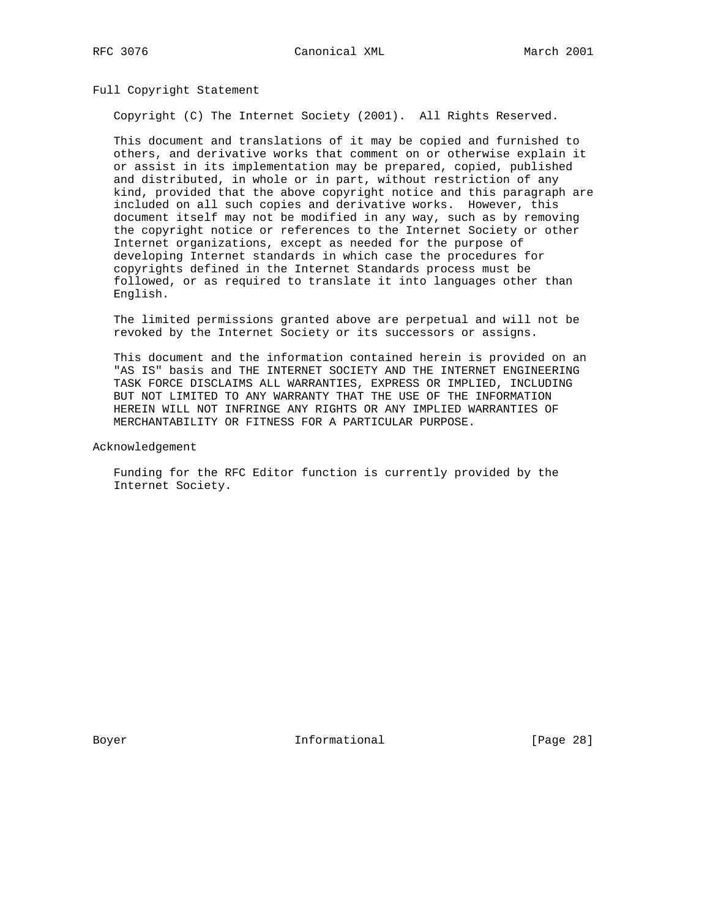## Full Copyright Statement

Copyright (C) The Internet Society (2001).  All Rights Reserved.

This document and translations of it may be copied and furnished to others, and derivative works that comment on or otherwise explain it or assist in its implementation may be prepared, copied, published and distributed, in whole or in part, without restriction of any kind, provided that the above copyright notice and this paragraph are included on all such copies and derivative works.  However, this document itself may not be modified in any way, such as by removing the copyright notice or references to the Internet Society or other Internet organizations, except as needed for the purpose of developing Internet standards in which case the procedures for copyrights defined in the Internet Standards process must be followed, or as required to translate it into languages other than English.

The limited permissions granted above are perpetual and will not be revoked by the Internet Society or its successors or assigns.

This document and the information contained herein is provided on an "AS IS" basis and THE INTERNET SOCIETY AND THE INTERNET ENGINEERING TASK FORCE DISCLAIMS ALL WARRANTIES, EXPRESS OR IMPLIED, INCLUDING BUT NOT LIMITED TO ANY WARRANTY THAT THE USE OF THE INFORMATION HEREIN WILL NOT INFRINGE ANY RIGHTS OR ANY IMPLIED WARRANTIES OF MERCHANTABILITY OR FITNESS FOR A PARTICULAR PURPOSE.

## Acknowledgement

Funding for the RFC Editor function is currently provided by the Internet Society.